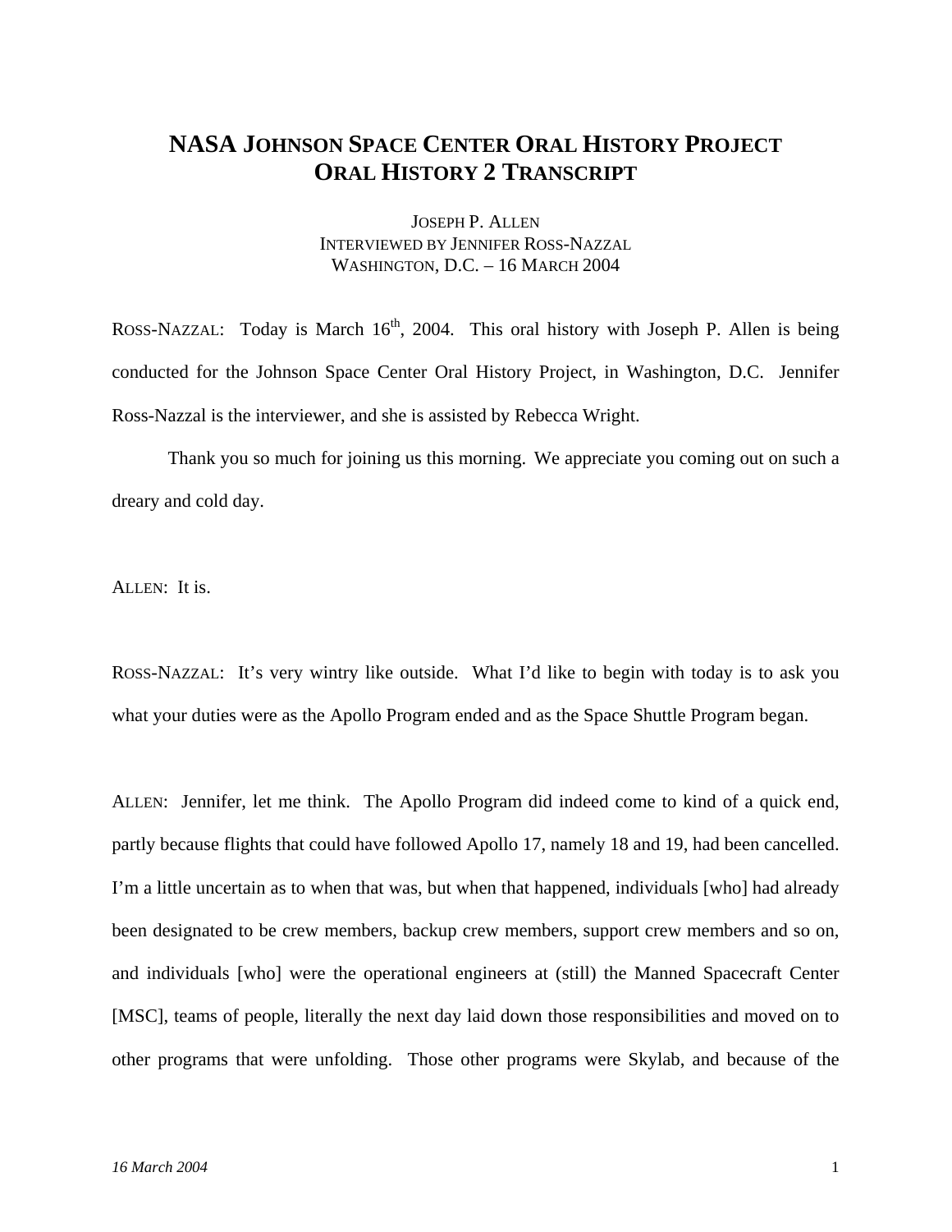# NASA JOHNSON SPACE CENTER ORAL HISTORY PROJECT
# ORAL HISTORY 2 TRANSCRIPT

JOSEPH P. ALLEN
INTERVIEWED BY JENNIFER ROSS-NAZZAL
WASHINGTON, D.C. – 16 MARCH 2004

ROSS-NAZZAL: Today is March 16th, 2004. This oral history with Joseph P. Allen is being conducted for the Johnson Space Center Oral History Project, in Washington, D.C. Jennifer Ross-Nazzal is the interviewer, and she is assisted by Rebecca Wright.

Thank you so much for joining us this morning. We appreciate you coming out on such a dreary and cold day.

ALLEN: It is.

ROSS-NAZZAL: It's very wintry like outside. What I'd like to begin with today is to ask you what your duties were as the Apollo Program ended and as the Space Shuttle Program began.

ALLEN: Jennifer, let me think. The Apollo Program did indeed come to kind of a quick end, partly because flights that could have followed Apollo 17, namely 18 and 19, had been cancelled. I'm a little uncertain as to when that was, but when that happened, individuals [who] had already been designated to be crew members, backup crew members, support crew members and so on, and individuals [who] were the operational engineers at (still) the Manned Spacecraft Center [MSC], teams of people, literally the next day laid down those responsibilities and moved on to other programs that were unfolding. Those other programs were Skylab, and because of the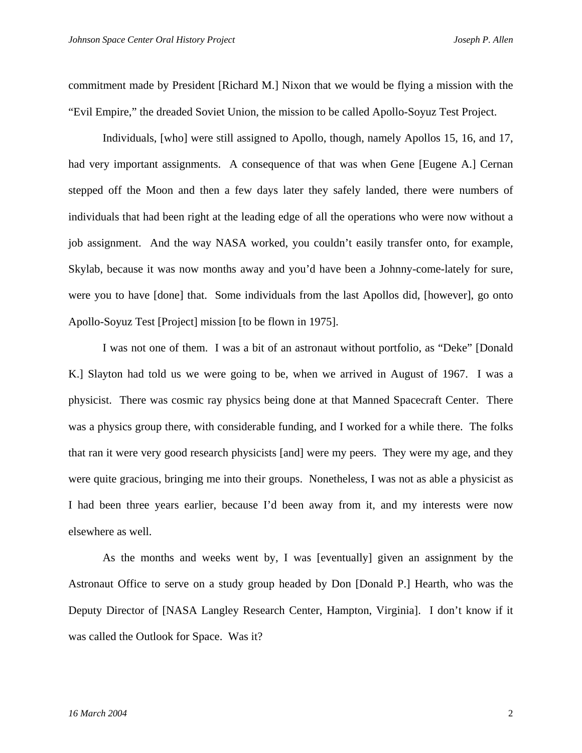commitment made by President [Richard M.] Nixon that we would be flying a mission with the "Evil Empire," the dreaded Soviet Union, the mission to be called Apollo-Soyuz Test Project.

Individuals, [who] were still assigned to Apollo, though, namely Apollos 15, 16, and 17, had very important assignments. A consequence of that was when Gene [Eugene A.] Cernan stepped off the Moon and then a few days later they safely landed, there were numbers of individuals that had been right at the leading edge of all the operations who were now without a job assignment. And the way NASA worked, you couldn't easily transfer onto, for example, Skylab, because it was now months away and you'd have been a Johnny-come-lately for sure, were you to have [done] that. Some individuals from the last Apollos did, [however], go onto Apollo-Soyuz Test [Project] mission [to be flown in 1975].

I was not one of them. I was a bit of an astronaut without portfolio, as "Deke" [Donald K.] Slayton had told us we were going to be, when we arrived in August of 1967. I was a physicist. There was cosmic ray physics being done at that Manned Spacecraft Center. There was a physics group there, with considerable funding, and I worked for a while there. The folks that ran it were very good research physicists [and] were my peers. They were my age, and they were quite gracious, bringing me into their groups. Nonetheless, I was not as able a physicist as I had been three years earlier, because I'd been away from it, and my interests were now elsewhere as well.

As the months and weeks went by, I was [eventually] given an assignment by the Astronaut Office to serve on a study group headed by Don [Donald P.] Hearth, who was the Deputy Director of [NASA Langley Research Center, Hampton, Virginia]. I don't know if it was called the Outlook for Space. Was it?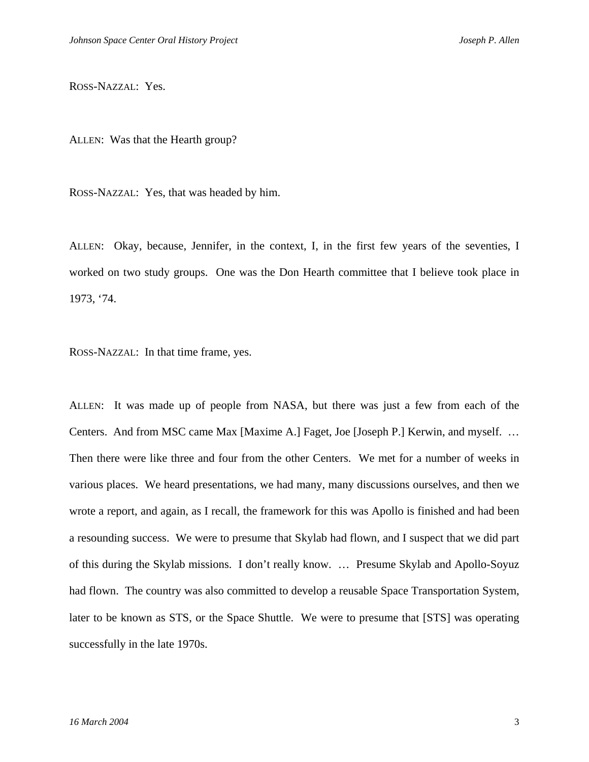ROSS-NAZZAL: Yes.

ALLEN: Was that the Hearth group?

ROSS-NAZZAL: Yes, that was headed by him.

ALLEN: Okay, because, Jennifer, in the context, I, in the first few years of the seventies, I worked on two study groups. One was the Don Hearth committee that I believe took place in 1973, '74.

ROSS-NAZZAL: In that time frame, yes.

ALLEN: It was made up of people from NASA, but there was just a few from each of the Centers. And from MSC came Max [Maxime A.] Faget, Joe [Joseph P.] Kerwin, and myself. … Then there were like three and four from the other Centers. We met for a number of weeks in various places. We heard presentations, we had many, many discussions ourselves, and then we wrote a report, and again, as I recall, the framework for this was Apollo is finished and had been a resounding success. We were to presume that Skylab had flown, and I suspect that we did part of this during the Skylab missions. I don't really know. … Presume Skylab and Apollo-Soyuz had flown. The country was also committed to develop a reusable Space Transportation System, later to be known as STS, or the Space Shuttle. We were to presume that [STS] was operating successfully in the late 1970s.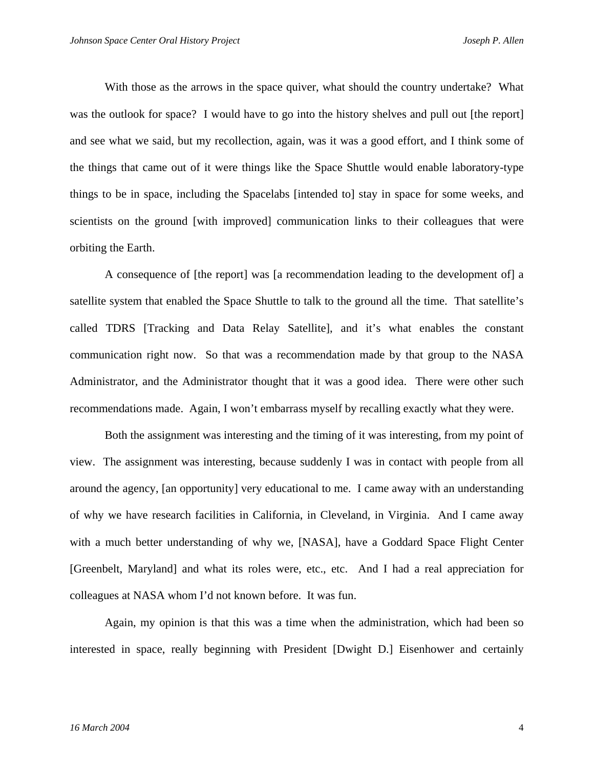With those as the arrows in the space quiver, what should the country undertake? What was the outlook for space? I would have to go into the history shelves and pull out [the report] and see what we said, but my recollection, again, was it was a good effort, and I think some of the things that came out of it were things like the Space Shuttle would enable laboratory-type things to be in space, including the Spacelabs [intended to] stay in space for some weeks, and scientists on the ground [with improved] communication links to their colleagues that were orbiting the Earth.

A consequence of [the report] was [a recommendation leading to the development of] a satellite system that enabled the Space Shuttle to talk to the ground all the time. That satellite's called TDRS [Tracking and Data Relay Satellite], and it's what enables the constant communication right now. So that was a recommendation made by that group to the NASA Administrator, and the Administrator thought that it was a good idea. There were other such recommendations made. Again, I won't embarrass myself by recalling exactly what they were.

Both the assignment was interesting and the timing of it was interesting, from my point of view. The assignment was interesting, because suddenly I was in contact with people from all around the agency, [an opportunity] very educational to me. I came away with an understanding of why we have research facilities in California, in Cleveland, in Virginia. And I came away with a much better understanding of why we, [NASA], have a Goddard Space Flight Center [Greenbelt, Maryland] and what its roles were, etc., etc. And I had a real appreciation for colleagues at NASA whom I'd not known before. It was fun.

Again, my opinion is that this was a time when the administration, which had been so interested in space, really beginning with President [Dwight D.] Eisenhower and certainly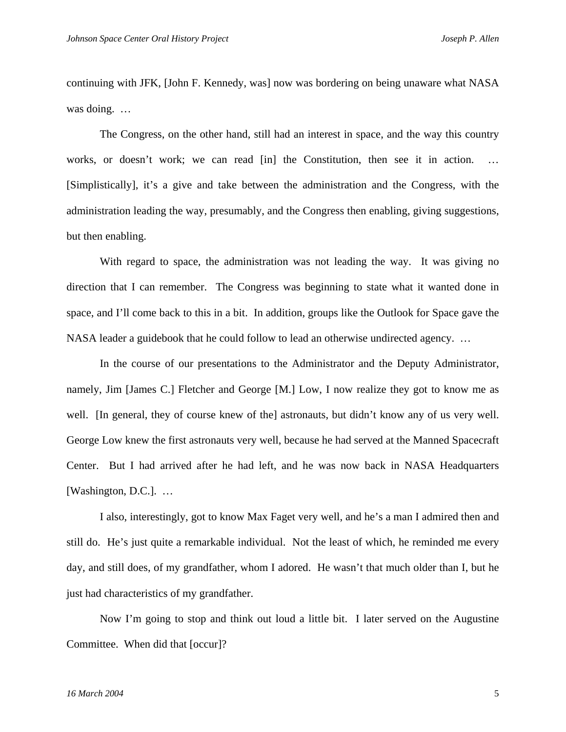continuing with JFK, [John F. Kennedy, was] now was bordering on being unaware what NASA was doing. …

The Congress, on the other hand, still had an interest in space, and the way this country works, or doesn't work; we can read [in] the Constitution, then see it in action. … [Simplistically], it's a give and take between the administration and the Congress, with the administration leading the way, presumably, and the Congress then enabling, giving suggestions, but then enabling.

With regard to space, the administration was not leading the way. It was giving no direction that I can remember. The Congress was beginning to state what it wanted done in space, and I'll come back to this in a bit. In addition, groups like the Outlook for Space gave the NASA leader a guidebook that he could follow to lead an otherwise undirected agency. …

In the course of our presentations to the Administrator and the Deputy Administrator, namely, Jim [James C.] Fletcher and George [M.] Low, I now realize they got to know me as well. [In general, they of course knew of the] astronauts, but didn't know any of us very well. George Low knew the first astronauts very well, because he had served at the Manned Spacecraft Center. But I had arrived after he had left, and he was now back in NASA Headquarters [Washington, D.C.]. …

I also, interestingly, got to know Max Faget very well, and he's a man I admired then and still do. He's just quite a remarkable individual. Not the least of which, he reminded me every day, and still does, of my grandfather, whom I adored. He wasn't that much older than I, but he just had characteristics of my grandfather.

Now I'm going to stop and think out loud a little bit. I later served on the Augustine Committee. When did that [occur]?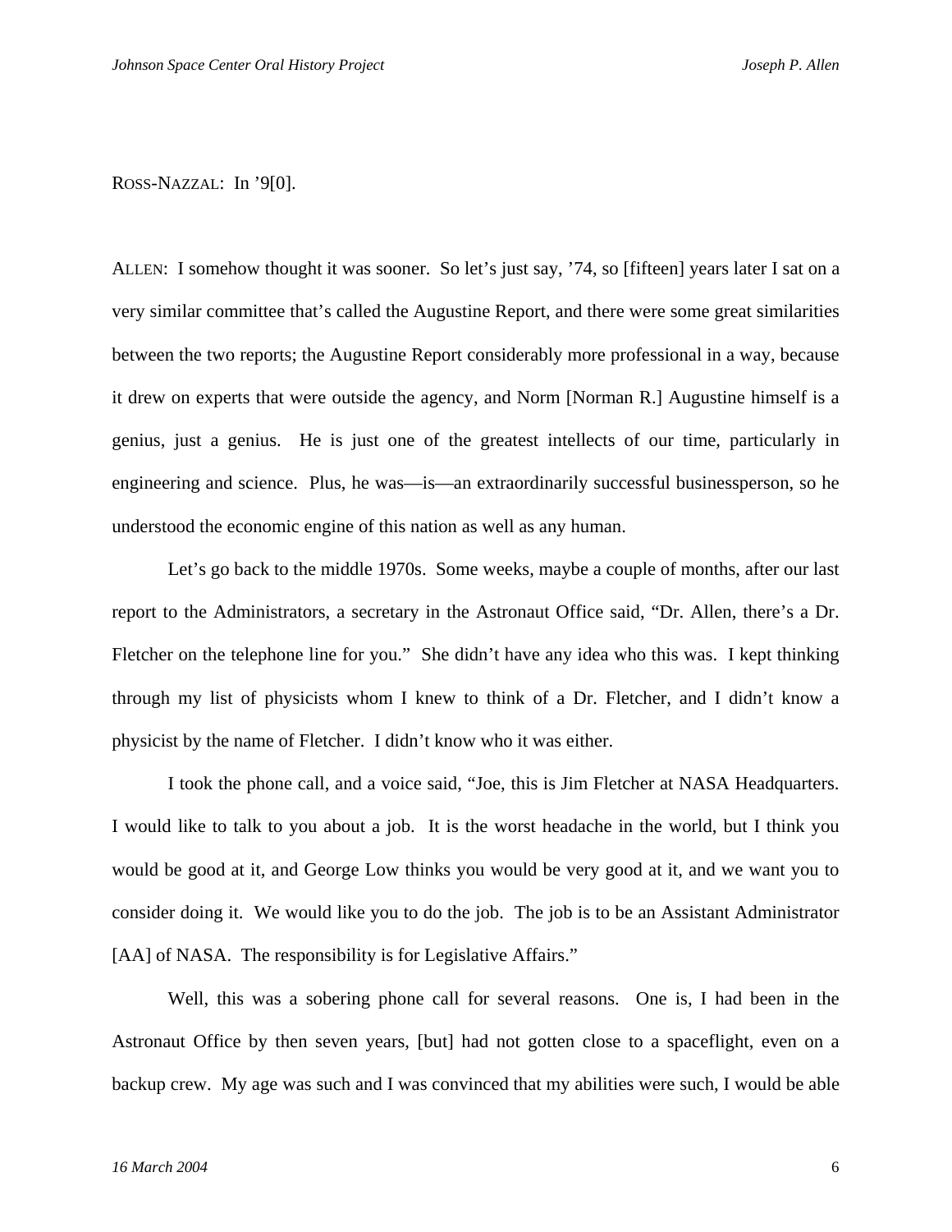ROSS-NAZZAL: In ’9[0].

ALLEN: I somehow thought it was sooner. So let’s just say, ’74, so [fifteen] years later I sat on a very similar committee that’s called the Augustine Report, and there were some great similarities between the two reports; the Augustine Report considerably more professional in a way, because it drew on experts that were outside the agency, and Norm [Norman R.] Augustine himself is a genius, just a genius. He is just one of the greatest intellects of our time, particularly in engineering and science. Plus, he was—is—an extraordinarily successful businessperson, so he understood the economic engine of this nation as well as any human.

Let’s go back to the middle 1970s. Some weeks, maybe a couple of months, after our last report to the Administrators, a secretary in the Astronaut Office said, “Dr. Allen, there’s a Dr. Fletcher on the telephone line for you.” She didn’t have any idea who this was. I kept thinking through my list of physicists whom I knew to think of a Dr. Fletcher, and I didn’t know a physicist by the name of Fletcher. I didn’t know who it was either.

I took the phone call, and a voice said, “Joe, this is Jim Fletcher at NASA Headquarters. I would like to talk to you about a job. It is the worst headache in the world, but I think you would be good at it, and George Low thinks you would be very good at it, and we want you to consider doing it. We would like you to do the job. The job is to be an Assistant Administrator [AA] of NASA. The responsibility is for Legislative Affairs.”

Well, this was a sobering phone call for several reasons. One is, I had been in the Astronaut Office by then seven years, [but] had not gotten close to a spaceflight, even on a backup crew. My age was such and I was convinced that my abilities were such, I would be able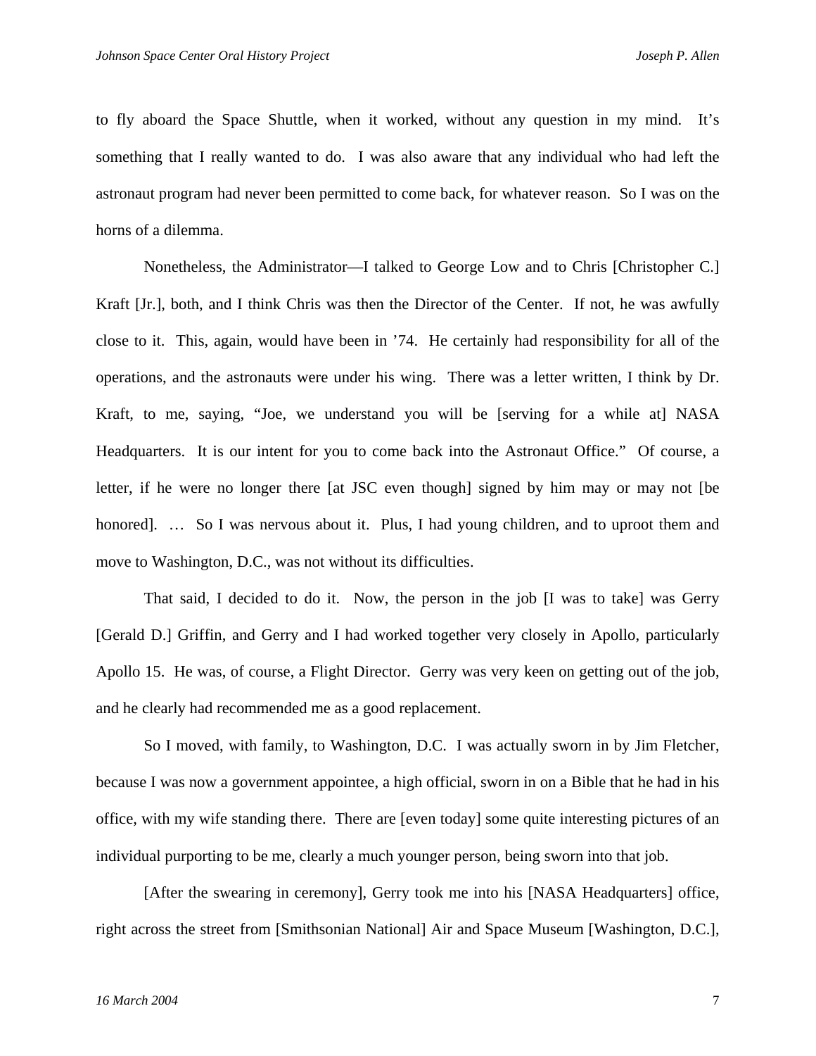to fly aboard the Space Shuttle, when it worked, without any question in my mind. It's something that I really wanted to do. I was also aware that any individual who had left the astronaut program had never been permitted to come back, for whatever reason. So I was on the horns of a dilemma.

Nonetheless, the Administrator—I talked to George Low and to Chris [Christopher C.] Kraft [Jr.], both, and I think Chris was then the Director of the Center. If not, he was awfully close to it. This, again, would have been in '74. He certainly had responsibility for all of the operations, and the astronauts were under his wing. There was a letter written, I think by Dr. Kraft, to me, saying, "Joe, we understand you will be [serving for a while at] NASA Headquarters. It is our intent for you to come back into the Astronaut Office." Of course, a letter, if he were no longer there [at JSC even though] signed by him may or may not [be honored]. … So I was nervous about it. Plus, I had young children, and to uproot them and move to Washington, D.C., was not without its difficulties.

That said, I decided to do it. Now, the person in the job [I was to take] was Gerry [Gerald D.] Griffin, and Gerry and I had worked together very closely in Apollo, particularly Apollo 15. He was, of course, a Flight Director. Gerry was very keen on getting out of the job, and he clearly had recommended me as a good replacement.

So I moved, with family, to Washington, D.C. I was actually sworn in by Jim Fletcher, because I was now a government appointee, a high official, sworn in on a Bible that he had in his office, with my wife standing there. There are [even today] some quite interesting pictures of an individual purporting to be me, clearly a much younger person, being sworn into that job.

[After the swearing in ceremony], Gerry took me into his [NASA Headquarters] office, right across the street from [Smithsonian National] Air and Space Museum [Washington, D.C.],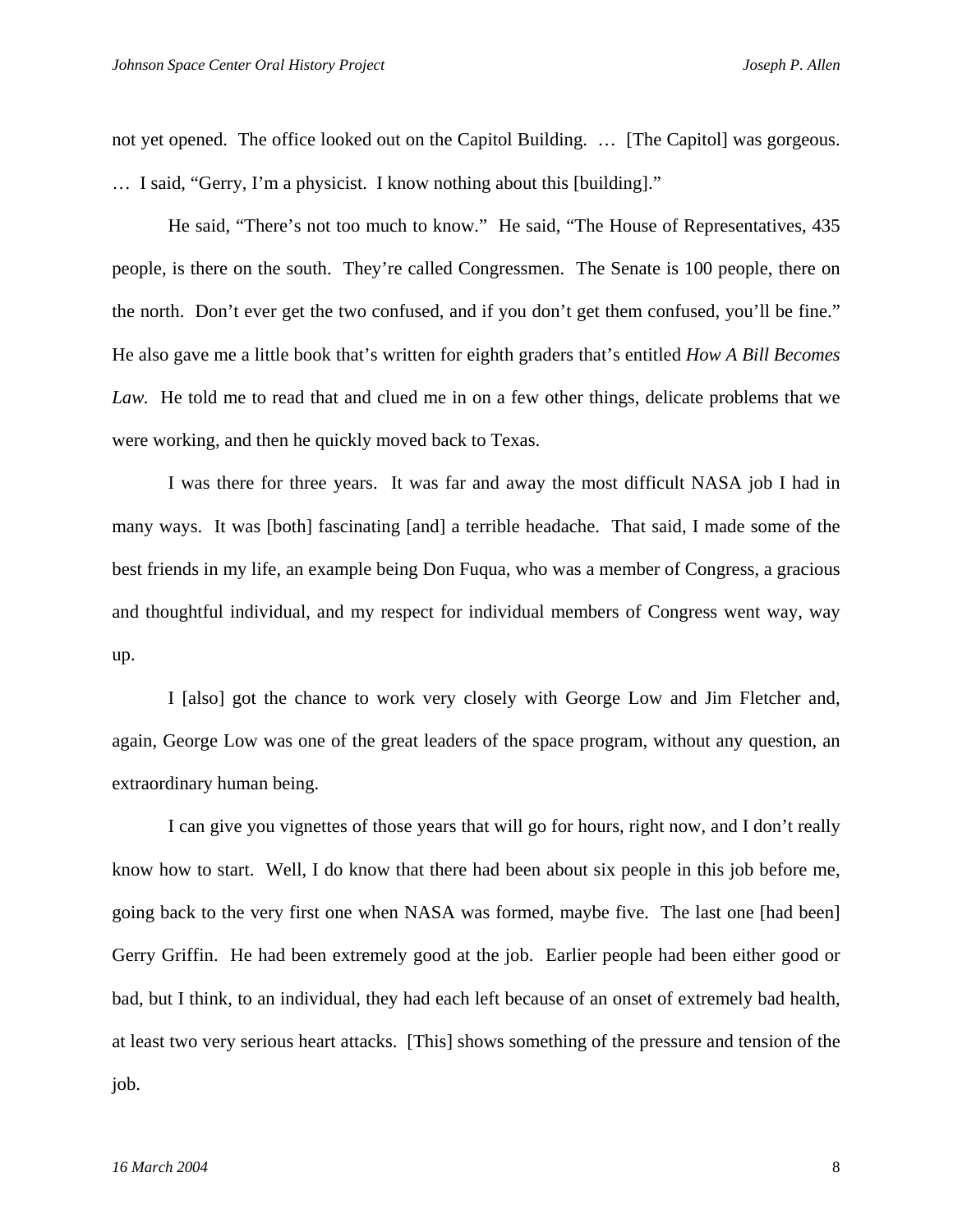not yet opened. The office looked out on the Capitol Building. … [The Capitol] was gorgeous. … I said, "Gerry, I'm a physicist. I know nothing about this [building]."

He said, "There's not too much to know." He said, "The House of Representatives, 435 people, is there on the south. They're called Congressmen. The Senate is 100 people, there on the north. Don't ever get the two confused, and if you don't get them confused, you'll be fine." He also gave me a little book that's written for eighth graders that's entitled *How A Bill Becomes Law.* He told me to read that and clued me in on a few other things, delicate problems that we were working, and then he quickly moved back to Texas.

I was there for three years. It was far and away the most difficult NASA job I had in many ways. It was [both] fascinating [and] a terrible headache. That said, I made some of the best friends in my life, an example being Don Fuqua, who was a member of Congress, a gracious and thoughtful individual, and my respect for individual members of Congress went way, way up.

I [also] got the chance to work very closely with George Low and Jim Fletcher and, again, George Low was one of the great leaders of the space program, without any question, an extraordinary human being.

I can give you vignettes of those years that will go for hours, right now, and I don't really know how to start. Well, I do know that there had been about six people in this job before me, going back to the very first one when NASA was formed, maybe five. The last one [had been] Gerry Griffin. He had been extremely good at the job. Earlier people had been either good or bad, but I think, to an individual, they had each left because of an onset of extremely bad health, at least two very serious heart attacks. [This] shows something of the pressure and tension of the job.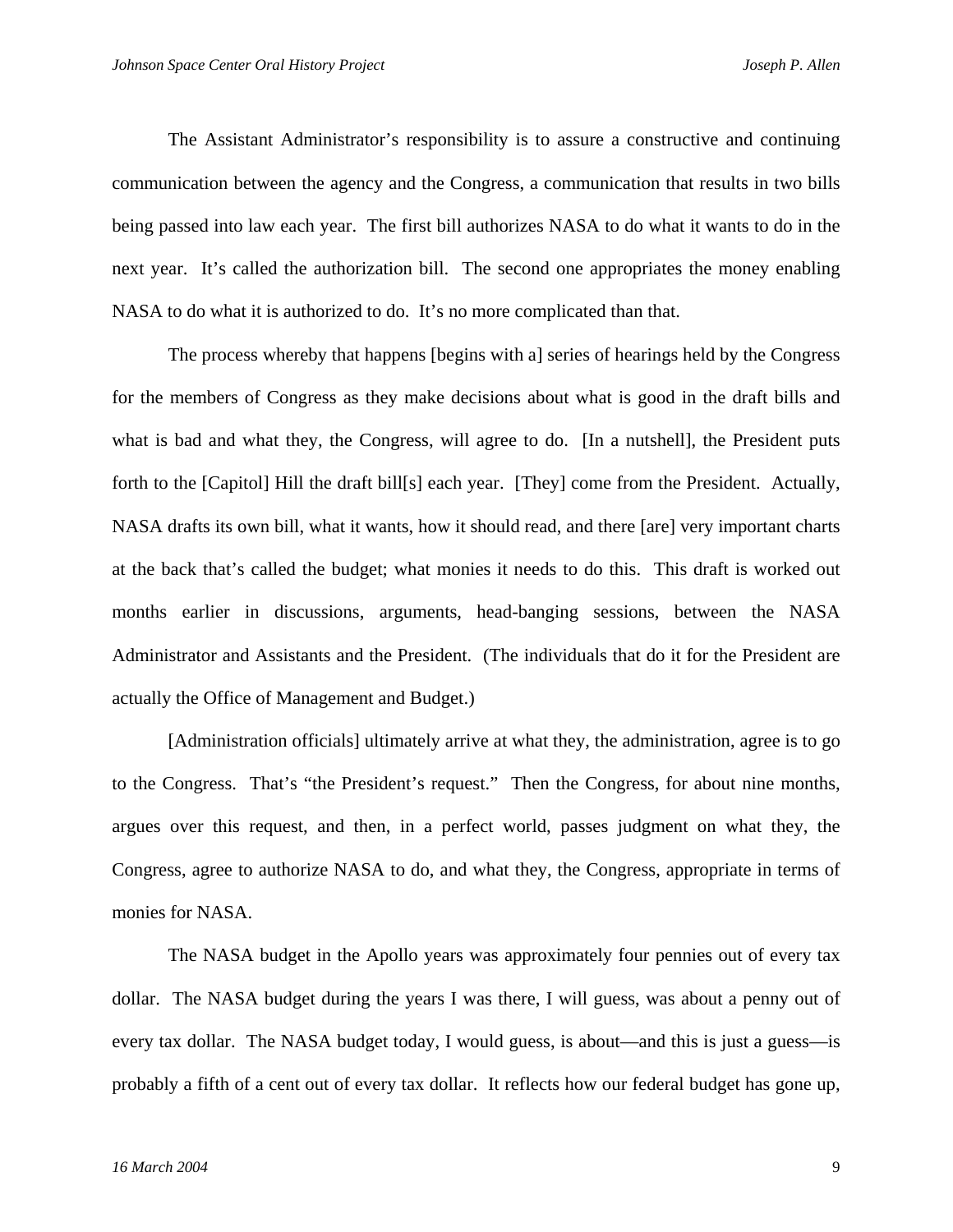The Assistant Administrator's responsibility is to assure a constructive and continuing communication between the agency and the Congress, a communication that results in two bills being passed into law each year. The first bill authorizes NASA to do what it wants to do in the next year. It's called the authorization bill. The second one appropriates the money enabling NASA to do what it is authorized to do. It's no more complicated than that.

The process whereby that happens [begins with a] series of hearings held by the Congress for the members of Congress as they make decisions about what is good in the draft bills and what is bad and what they, the Congress, will agree to do. [In a nutshell], the President puts forth to the [Capitol] Hill the draft bill[s] each year. [They] come from the President. Actually, NASA drafts its own bill, what it wants, how it should read, and there [are] very important charts at the back that's called the budget; what monies it needs to do this. This draft is worked out months earlier in discussions, arguments, head-banging sessions, between the NASA Administrator and Assistants and the President. (The individuals that do it for the President are actually the Office of Management and Budget.)

[Administration officials] ultimately arrive at what they, the administration, agree is to go to the Congress. That's "the President's request." Then the Congress, for about nine months, argues over this request, and then, in a perfect world, passes judgment on what they, the Congress, agree to authorize NASA to do, and what they, the Congress, appropriate in terms of monies for NASA.

The NASA budget in the Apollo years was approximately four pennies out of every tax dollar. The NASA budget during the years I was there, I will guess, was about a penny out of every tax dollar. The NASA budget today, I would guess, is about—and this is just a guess—is probably a fifth of a cent out of every tax dollar. It reflects how our federal budget has gone up,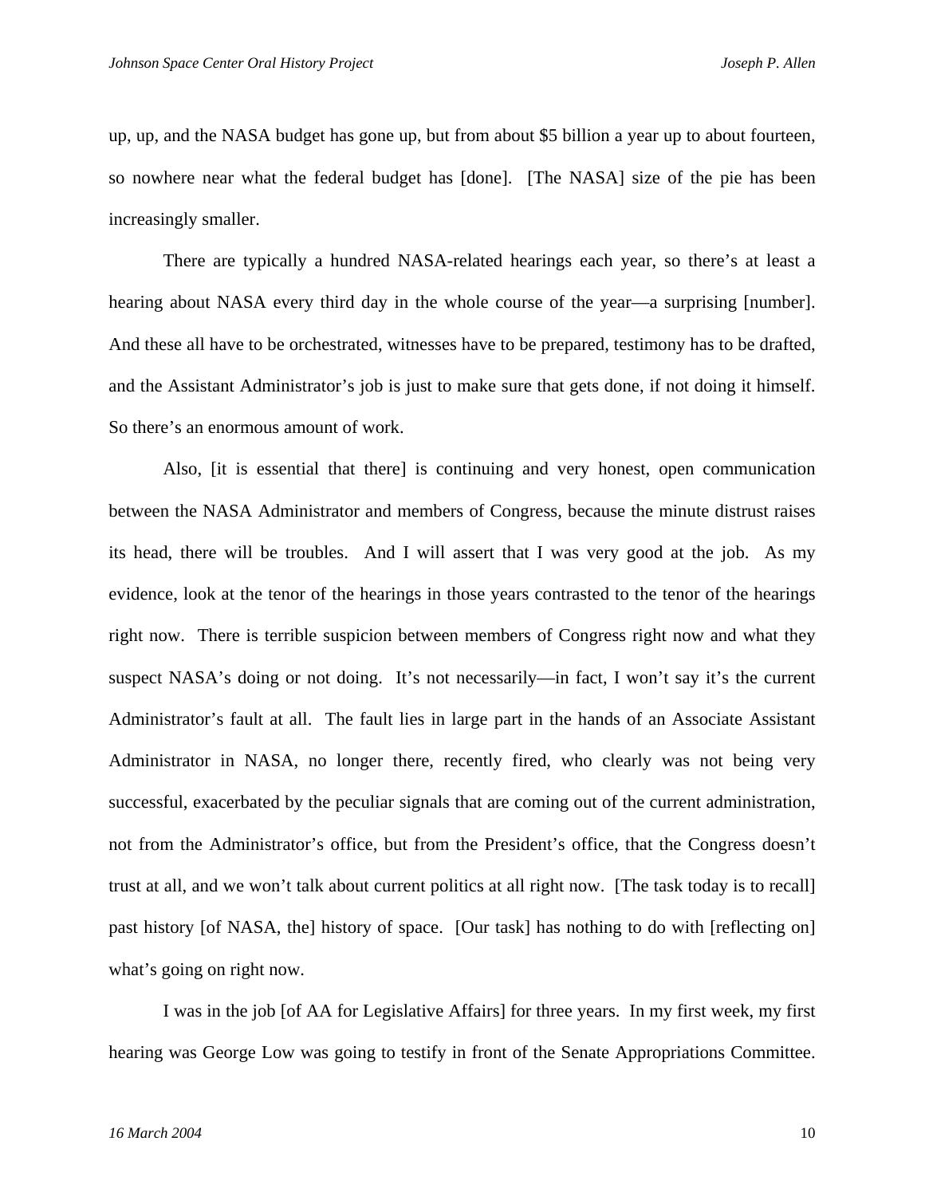up, up, and the NASA budget has gone up, but from about $5 billion a year up to about fourteen, so nowhere near what the federal budget has [done]. [The NASA] size of the pie has been increasingly smaller.

There are typically a hundred NASA-related hearings each year, so there's at least a hearing about NASA every third day in the whole course of the year—a surprising [number]. And these all have to be orchestrated, witnesses have to be prepared, testimony has to be drafted, and the Assistant Administrator's job is just to make sure that gets done, if not doing it himself. So there's an enormous amount of work.

Also, [it is essential that there] is continuing and very honest, open communication between the NASA Administrator and members of Congress, because the minute distrust raises its head, there will be troubles. And I will assert that I was very good at the job. As my evidence, look at the tenor of the hearings in those years contrasted to the tenor of the hearings right now. There is terrible suspicion between members of Congress right now and what they suspect NASA's doing or not doing. It's not necessarily—in fact, I won't say it's the current Administrator's fault at all. The fault lies in large part in the hands of an Associate Assistant Administrator in NASA, no longer there, recently fired, who clearly was not being very successful, exacerbated by the peculiar signals that are coming out of the current administration, not from the Administrator's office, but from the President's office, that the Congress doesn't trust at all, and we won't talk about current politics at all right now. [The task today is to recall] past history [of NASA, the] history of space. [Our task] has nothing to do with [reflecting on] what's going on right now.

I was in the job [of AA for Legislative Affairs] for three years. In my first week, my first hearing was George Low was going to testify in front of the Senate Appropriations Committee.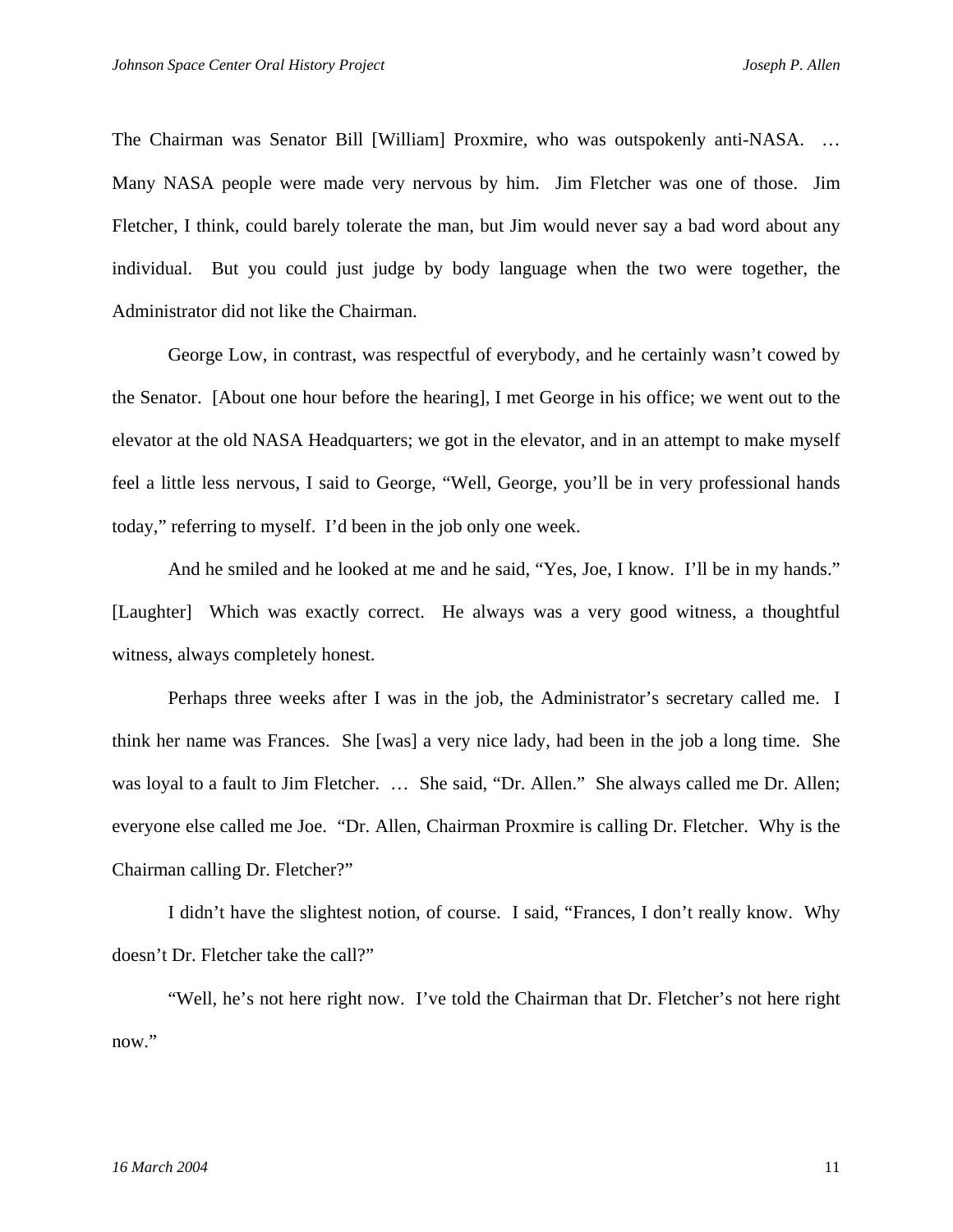The Chairman was Senator Bill [William] Proxmire, who was outspokenly anti-NASA. … Many NASA people were made very nervous by him. Jim Fletcher was one of those. Jim Fletcher, I think, could barely tolerate the man, but Jim would never say a bad word about any individual. But you could just judge by body language when the two were together, the Administrator did not like the Chairman.

George Low, in contrast, was respectful of everybody, and he certainly wasn't cowed by the Senator. [About one hour before the hearing], I met George in his office; we went out to the elevator at the old NASA Headquarters; we got in the elevator, and in an attempt to make myself feel a little less nervous, I said to George, "Well, George, you'll be in very professional hands today," referring to myself. I'd been in the job only one week.

And he smiled and he looked at me and he said, "Yes, Joe, I know. I'll be in my hands." [Laughter] Which was exactly correct. He always was a very good witness, a thoughtful witness, always completely honest.

Perhaps three weeks after I was in the job, the Administrator's secretary called me. I think her name was Frances. She [was] a very nice lady, had been in the job a long time. She was loyal to a fault to Jim Fletcher. … She said, "Dr. Allen." She always called me Dr. Allen; everyone else called me Joe. "Dr. Allen, Chairman Proxmire is calling Dr. Fletcher. Why is the Chairman calling Dr. Fletcher?"

I didn't have the slightest notion, of course. I said, "Frances, I don't really know. Why doesn't Dr. Fletcher take the call?"

"Well, he's not here right now. I've told the Chairman that Dr. Fletcher's not here right now."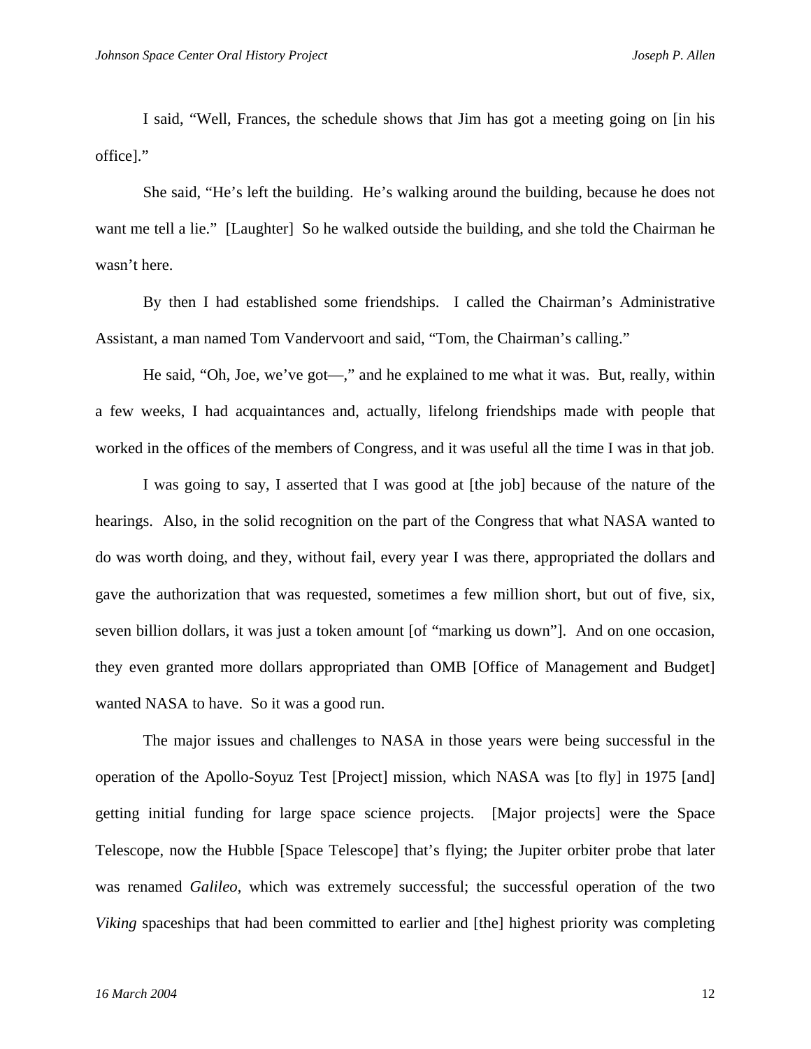I said, "Well, Frances, the schedule shows that Jim has got a meeting going on [in his office]."

She said, "He's left the building. He's walking around the building, because he does not want me tell a lie." [Laughter] So he walked outside the building, and she told the Chairman he wasn't here.

By then I had established some friendships. I called the Chairman's Administrative Assistant, a man named Tom Vandervoort and said, "Tom, the Chairman's calling."

He said, "Oh, Joe, we've got—," and he explained to me what it was. But, really, within a few weeks, I had acquaintances and, actually, lifelong friendships made with people that worked in the offices of the members of Congress, and it was useful all the time I was in that job.

I was going to say, I asserted that I was good at [the job] because of the nature of the hearings. Also, in the solid recognition on the part of the Congress that what NASA wanted to do was worth doing, and they, without fail, every year I was there, appropriated the dollars and gave the authorization that was requested, sometimes a few million short, but out of five, six, seven billion dollars, it was just a token amount [of "marking us down"]. And on one occasion, they even granted more dollars appropriated than OMB [Office of Management and Budget] wanted NASA to have. So it was a good run.

The major issues and challenges to NASA in those years were being successful in the operation of the Apollo-Soyuz Test [Project] mission, which NASA was [to fly] in 1975 [and] getting initial funding for large space science projects. [Major projects] were the Space Telescope, now the Hubble [Space Telescope] that's flying; the Jupiter orbiter probe that later was renamed *Galileo*, which was extremely successful; the successful operation of the two *Viking* spaceships that had been committed to earlier and [the] highest priority was completing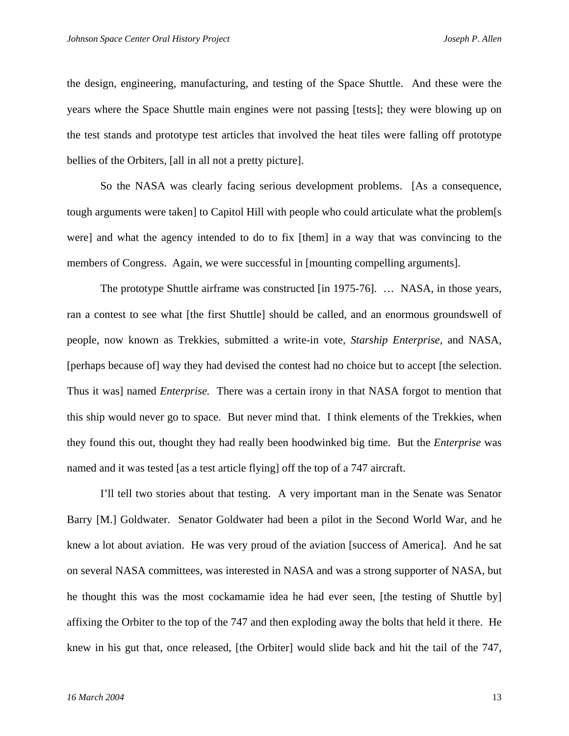the design, engineering, manufacturing, and testing of the Space Shuttle. And these were the years where the Space Shuttle main engines were not passing [tests]; they were blowing up on the test stands and prototype test articles that involved the heat tiles were falling off prototype bellies of the Orbiters, [all in all not a pretty picture].

So the NASA was clearly facing serious development problems. [As a consequence, tough arguments were taken] to Capitol Hill with people who could articulate what the problem[s were] and what the agency intended to do to fix [them] in a way that was convincing to the members of Congress. Again, we were successful in [mounting compelling arguments].

The prototype Shuttle airframe was constructed [in 1975-76]. … NASA, in those years, ran a contest to see what [the first Shuttle] should be called, and an enormous groundswell of people, now known as Trekkies, submitted a write-in vote, *Starship Enterprise*, and NASA, [perhaps because of] way they had devised the contest had no choice but to accept [the selection. Thus it was] named *Enterprise.* There was a certain irony in that NASA forgot to mention that this ship would never go to space. But never mind that. I think elements of the Trekkies, when they found this out, thought they had really been hoodwinked big time. But the *Enterprise* was named and it was tested [as a test article flying] off the top of a 747 aircraft.

I'll tell two stories about that testing. A very important man in the Senate was Senator Barry [M.] Goldwater. Senator Goldwater had been a pilot in the Second World War, and he knew a lot about aviation. He was very proud of the aviation [success of America]. And he sat on several NASA committees, was interested in NASA and was a strong supporter of NASA, but he thought this was the most cockamamie idea he had ever seen, [the testing of Shuttle by] affixing the Orbiter to the top of the 747 and then exploding away the bolts that held it there. He knew in his gut that, once released, [the Orbiter] would slide back and hit the tail of the 747,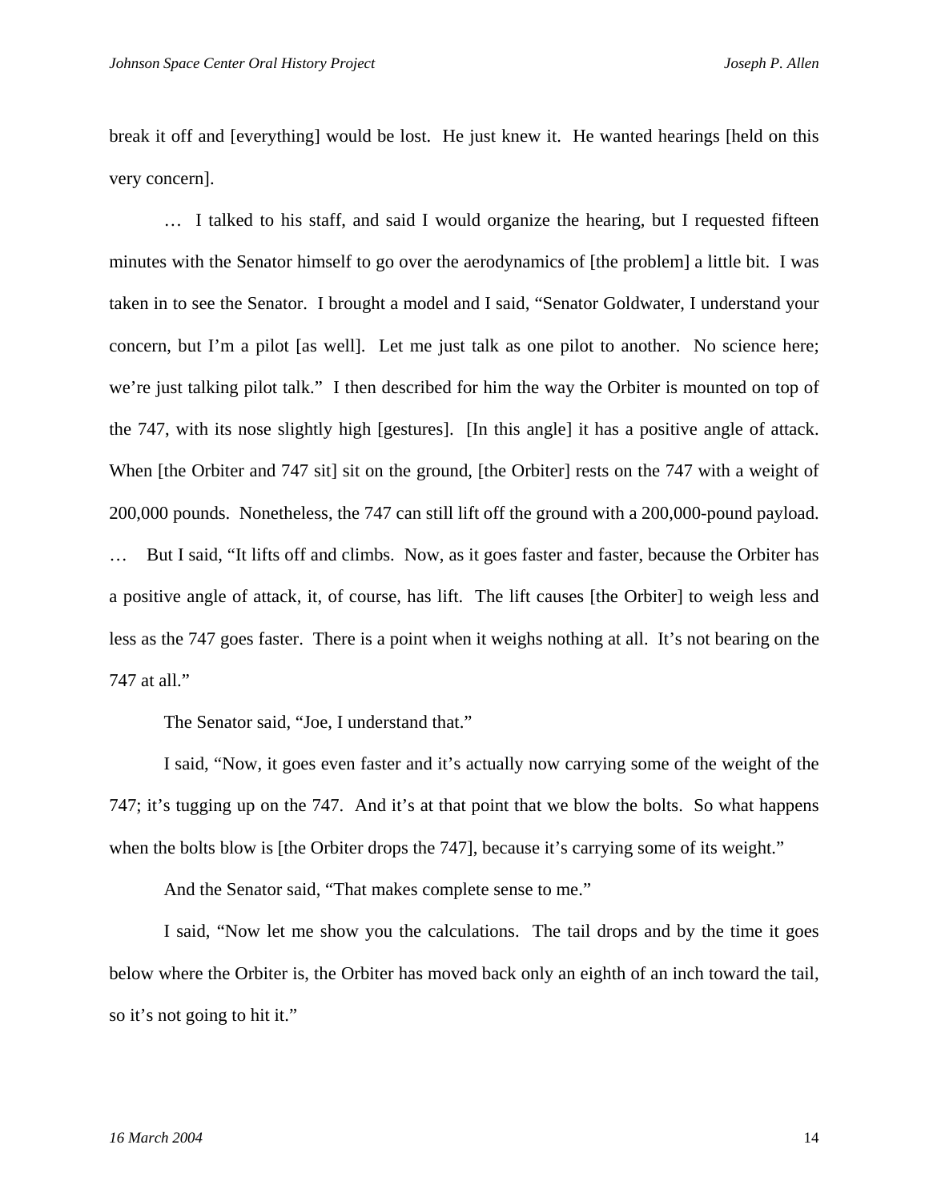break it off and [everything] would be lost. He just knew it. He wanted hearings [held on this very concern].

… I talked to his staff, and said I would organize the hearing, but I requested fifteen minutes with the Senator himself to go over the aerodynamics of [the problem] a little bit. I was taken in to see the Senator. I brought a model and I said, "Senator Goldwater, I understand your concern, but I'm a pilot [as well]. Let me just talk as one pilot to another. No science here; we're just talking pilot talk." I then described for him the way the Orbiter is mounted on top of the 747, with its nose slightly high [gestures]. [In this angle] it has a positive angle of attack. When [the Orbiter and 747 sit] sit on the ground, [the Orbiter] rests on the 747 with a weight of 200,000 pounds. Nonetheless, the 747 can still lift off the ground with a 200,000-pound payload. … But I said, "It lifts off and climbs. Now, as it goes faster and faster, because the Orbiter has a positive angle of attack, it, of course, has lift. The lift causes [the Orbiter] to weigh less and less as the 747 goes faster. There is a point when it weighs nothing at all. It's not bearing on the 747 at all."

The Senator said, "Joe, I understand that."

I said, "Now, it goes even faster and it's actually now carrying some of the weight of the 747; it's tugging up on the 747. And it's at that point that we blow the bolts. So what happens when the bolts blow is [the Orbiter drops the 747], because it's carrying some of its weight."

And the Senator said, "That makes complete sense to me."

I said, "Now let me show you the calculations. The tail drops and by the time it goes below where the Orbiter is, the Orbiter has moved back only an eighth of an inch toward the tail, so it's not going to hit it."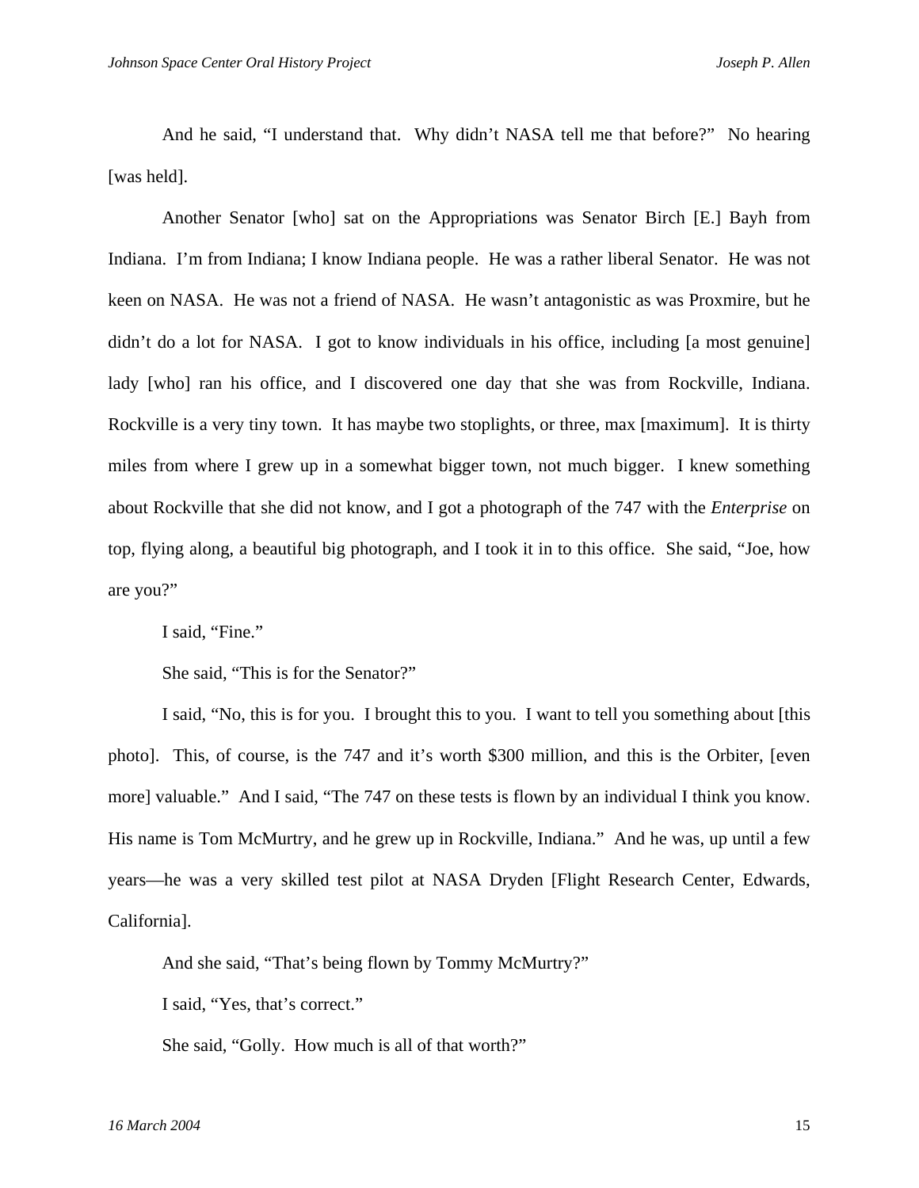And he said, "I understand that. Why didn't NASA tell me that before?" No hearing [was held].

Another Senator [who] sat on the Appropriations was Senator Birch [E.] Bayh from Indiana. I'm from Indiana; I know Indiana people. He was a rather liberal Senator. He was not keen on NASA. He was not a friend of NASA. He wasn't antagonistic as was Proxmire, but he didn't do a lot for NASA. I got to know individuals in his office, including [a most genuine] lady [who] ran his office, and I discovered one day that she was from Rockville, Indiana. Rockville is a very tiny town. It has maybe two stoplights, or three, max [maximum]. It is thirty miles from where I grew up in a somewhat bigger town, not much bigger. I knew something about Rockville that she did not know, and I got a photograph of the 747 with the *Enterprise* on top, flying along, a beautiful big photograph, and I took it in to this office. She said, "Joe, how are you?"

I said, "Fine."

She said, "This is for the Senator?"

I said, "No, this is for you. I brought this to you. I want to tell you something about [this photo]. This, of course, is the 747 and it's worth $300 million, and this is the Orbiter, [even more] valuable." And I said, "The 747 on these tests is flown by an individual I think you know. His name is Tom McMurtry, and he grew up in Rockville, Indiana." And he was, up until a few years—he was a very skilled test pilot at NASA Dryden [Flight Research Center, Edwards, California].

And she said, "That's being flown by Tommy McMurtry?"

I said, "Yes, that's correct."

She said, "Golly. How much is all of that worth?"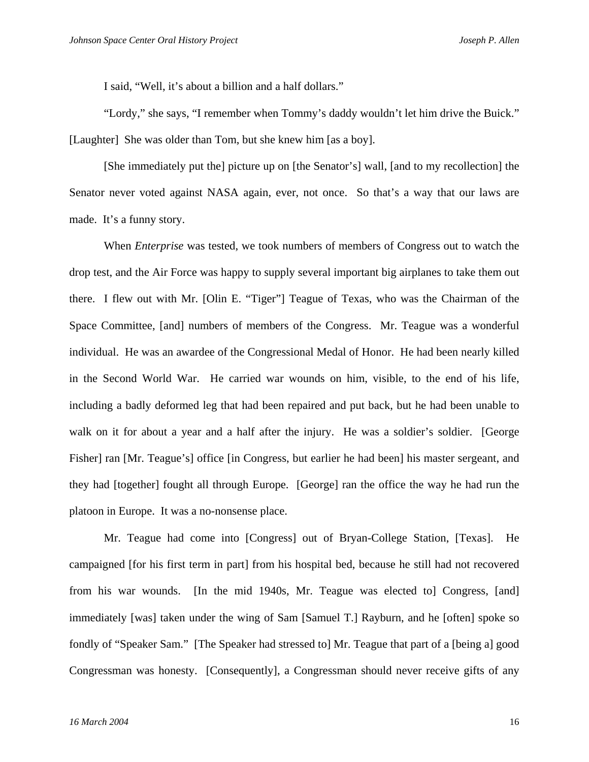I said, "Well, it's about a billion and a half dollars."

"Lordy," she says, "I remember when Tommy's daddy wouldn't let him drive the Buick." [Laughter] She was older than Tom, but she knew him [as a boy].

[She immediately put the] picture up on [the Senator's] wall, [and to my recollection] the Senator never voted against NASA again, ever, not once. So that's a way that our laws are made. It's a funny story.

When *Enterprise* was tested, we took numbers of members of Congress out to watch the drop test, and the Air Force was happy to supply several important big airplanes to take them out there. I flew out with Mr. [Olin E. "Tiger"] Teague of Texas, who was the Chairman of the Space Committee, [and] numbers of members of the Congress. Mr. Teague was a wonderful individual. He was an awardee of the Congressional Medal of Honor. He had been nearly killed in the Second World War. He carried war wounds on him, visible, to the end of his life, including a badly deformed leg that had been repaired and put back, but he had been unable to walk on it for about a year and a half after the injury. He was a soldier's soldier. [George Fisher] ran [Mr. Teague's] office [in Congress, but earlier he had been] his master sergeant, and they had [together] fought all through Europe. [George] ran the office the way he had run the platoon in Europe. It was a no-nonsense place.

Mr. Teague had come into [Congress] out of Bryan-College Station, [Texas]. He campaigned [for his first term in part] from his hospital bed, because he still had not recovered from his war wounds. [In the mid 1940s, Mr. Teague was elected to] Congress, [and] immediately [was] taken under the wing of Sam [Samuel T.] Rayburn, and he [often] spoke so fondly of "Speaker Sam." [The Speaker had stressed to] Mr. Teague that part of a [being a] good Congressman was honesty. [Consequently], a Congressman should never receive gifts of any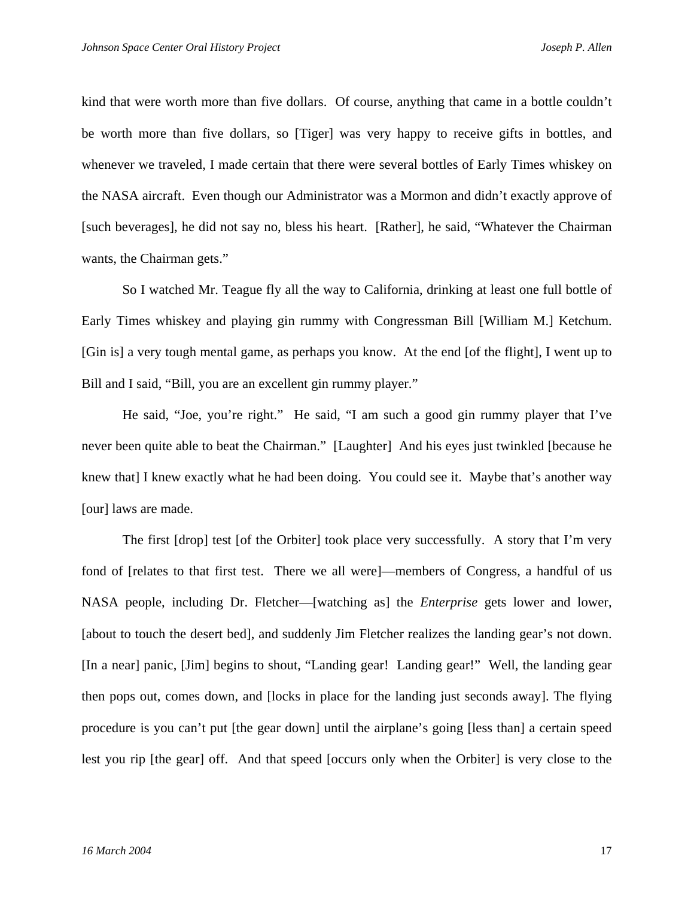kind that were worth more than five dollars. Of course, anything that came in a bottle couldn't be worth more than five dollars, so [Tiger] was very happy to receive gifts in bottles, and whenever we traveled, I made certain that there were several bottles of Early Times whiskey on the NASA aircraft. Even though our Administrator was a Mormon and didn't exactly approve of [such beverages], he did not say no, bless his heart. [Rather], he said, "Whatever the Chairman wants, the Chairman gets."

So I watched Mr. Teague fly all the way to California, drinking at least one full bottle of Early Times whiskey and playing gin rummy with Congressman Bill [William M.] Ketchum. [Gin is] a very tough mental game, as perhaps you know. At the end [of the flight], I went up to Bill and I said, "Bill, you are an excellent gin rummy player."

He said, "Joe, you're right." He said, "I am such a good gin rummy player that I've never been quite able to beat the Chairman." [Laughter] And his eyes just twinkled [because he knew that] I knew exactly what he had been doing. You could see it. Maybe that's another way [our] laws are made.

The first [drop] test [of the Orbiter] took place very successfully. A story that I'm very fond of [relates to that first test. There we all were]—members of Congress, a handful of us NASA people, including Dr. Fletcher—[watching as] the *Enterprise* gets lower and lower, [about to touch the desert bed], and suddenly Jim Fletcher realizes the landing gear's not down. [In a near] panic, [Jim] begins to shout, "Landing gear! Landing gear!" Well, the landing gear then pops out, comes down, and [locks in place for the landing just seconds away]. The flying procedure is you can't put [the gear down] until the airplane's going [less than] a certain speed lest you rip [the gear] off. And that speed [occurs only when the Orbiter] is very close to the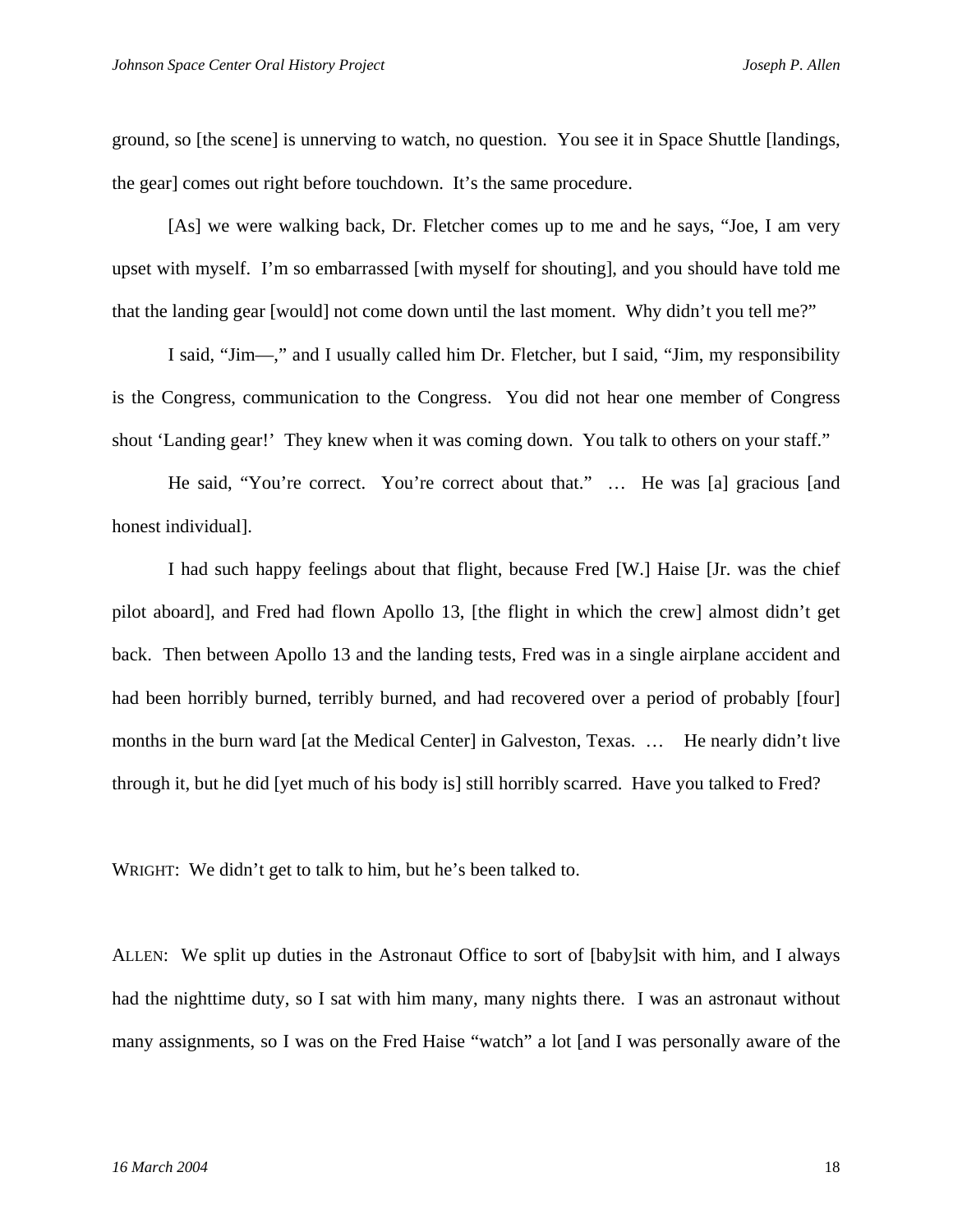ground, so [the scene] is unnerving to watch, no question. You see it in Space Shuttle [landings, the gear] comes out right before touchdown. It's the same procedure.

[As] we were walking back, Dr. Fletcher comes up to me and he says, "Joe, I am very upset with myself. I'm so embarrassed [with myself for shouting], and you should have told me that the landing gear [would] not come down until the last moment. Why didn't you tell me?"

I said, "Jim—," and I usually called him Dr. Fletcher, but I said, "Jim, my responsibility is the Congress, communication to the Congress. You did not hear one member of Congress shout 'Landing gear!' They knew when it was coming down. You talk to others on your staff."

He said, "You're correct. You're correct about that." … He was [a] gracious [and honest individual].

I had such happy feelings about that flight, because Fred [W.] Haise [Jr. was the chief pilot aboard], and Fred had flown Apollo 13, [the flight in which the crew] almost didn't get back. Then between Apollo 13 and the landing tests, Fred was in a single airplane accident and had been horribly burned, terribly burned, and had recovered over a period of probably [four] months in the burn ward [at the Medical Center] in Galveston, Texas. … He nearly didn't live through it, but he did [yet much of his body is] still horribly scarred. Have you talked to Fred?

WRIGHT: We didn't get to talk to him, but he's been talked to.

ALLEN: We split up duties in the Astronaut Office to sort of [baby]sit with him, and I always had the nighttime duty, so I sat with him many, many nights there. I was an astronaut without many assignments, so I was on the Fred Haise "watch" a lot [and I was personally aware of the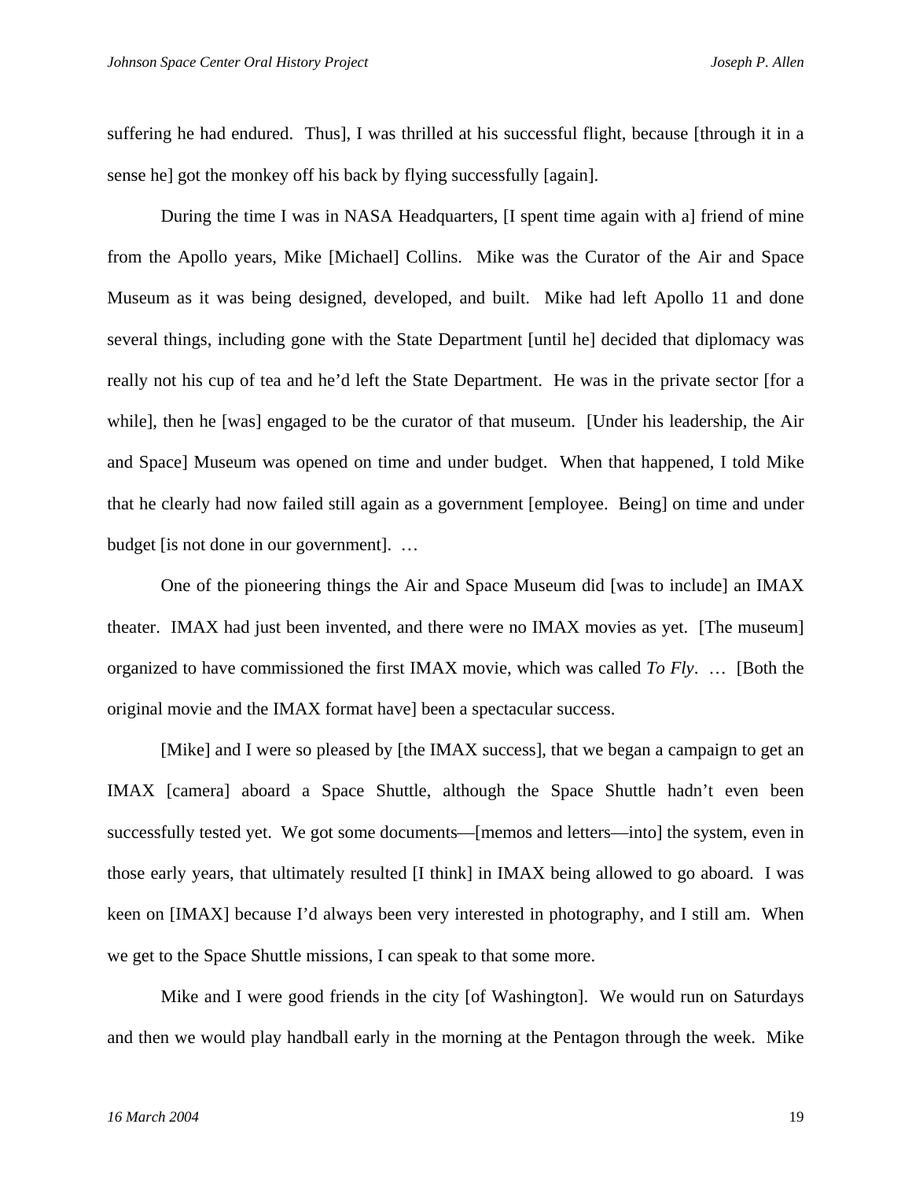suffering he had endured. Thus], I was thrilled at his successful flight, because [through it in a sense he] got the monkey off his back by flying successfully [again].

During the time I was in NASA Headquarters, [I spent time again with a] friend of mine from the Apollo years, Mike [Michael] Collins. Mike was the Curator of the Air and Space Museum as it was being designed, developed, and built. Mike had left Apollo 11 and done several things, including gone with the State Department [until he] decided that diplomacy was really not his cup of tea and he'd left the State Department. He was in the private sector [for a while], then he [was] engaged to be the curator of that museum. [Under his leadership, the Air and Space] Museum was opened on time and under budget. When that happened, I told Mike that he clearly had now failed still again as a government [employee. Being] on time and under budget [is not done in our government]. …

One of the pioneering things the Air and Space Museum did [was to include] an IMAX theater. IMAX had just been invented, and there were no IMAX movies as yet. [The museum] organized to have commissioned the first IMAX movie, which was called *To Fly*. … [Both the original movie and the IMAX format have] been a spectacular success.

[Mike] and I were so pleased by [the IMAX success], that we began a campaign to get an IMAX [camera] aboard a Space Shuttle, although the Space Shuttle hadn't even been successfully tested yet. We got some documents—[memos and letters—into] the system, even in those early years, that ultimately resulted [I think] in IMAX being allowed to go aboard. I was keen on [IMAX] because I'd always been very interested in photography, and I still am. When we get to the Space Shuttle missions, I can speak to that some more.

Mike and I were good friends in the city [of Washington]. We would run on Saturdays and then we would play handball early in the morning at the Pentagon through the week. Mike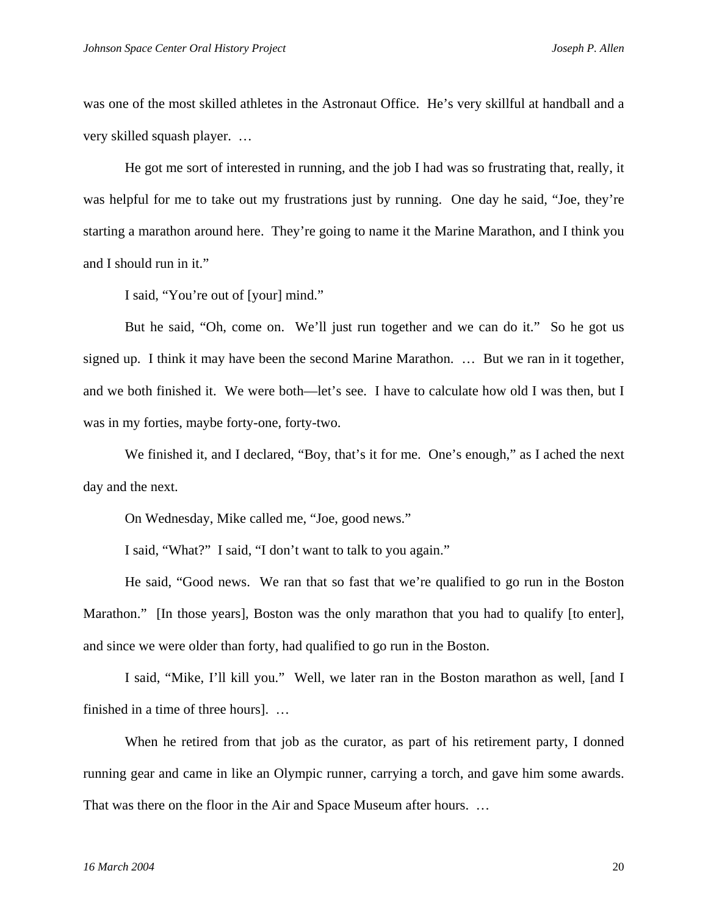was one of the most skilled athletes in the Astronaut Office. He's very skillful at handball and a very skilled squash player. …

He got me sort of interested in running, and the job I had was so frustrating that, really, it was helpful for me to take out my frustrations just by running. One day he said, "Joe, they're starting a marathon around here. They're going to name it the Marine Marathon, and I think you and I should run in it."

I said, "You're out of [your] mind."

But he said, "Oh, come on. We'll just run together and we can do it." So he got us signed up. I think it may have been the second Marine Marathon. … But we ran in it together, and we both finished it. We were both—let's see. I have to calculate how old I was then, but I was in my forties, maybe forty-one, forty-two.

We finished it, and I declared, "Boy, that's it for me. One's enough," as I ached the next day and the next.

On Wednesday, Mike called me, "Joe, good news."

I said, "What?" I said, "I don't want to talk to you again."

He said, "Good news. We ran that so fast that we're qualified to go run in the Boston Marathon." [In those years], Boston was the only marathon that you had to qualify [to enter], and since we were older than forty, had qualified to go run in the Boston.

I said, "Mike, I'll kill you." Well, we later ran in the Boston marathon as well, [and I finished in a time of three hours]. …

When he retired from that job as the curator, as part of his retirement party, I donned running gear and came in like an Olympic runner, carrying a torch, and gave him some awards. That was there on the floor in the Air and Space Museum after hours. …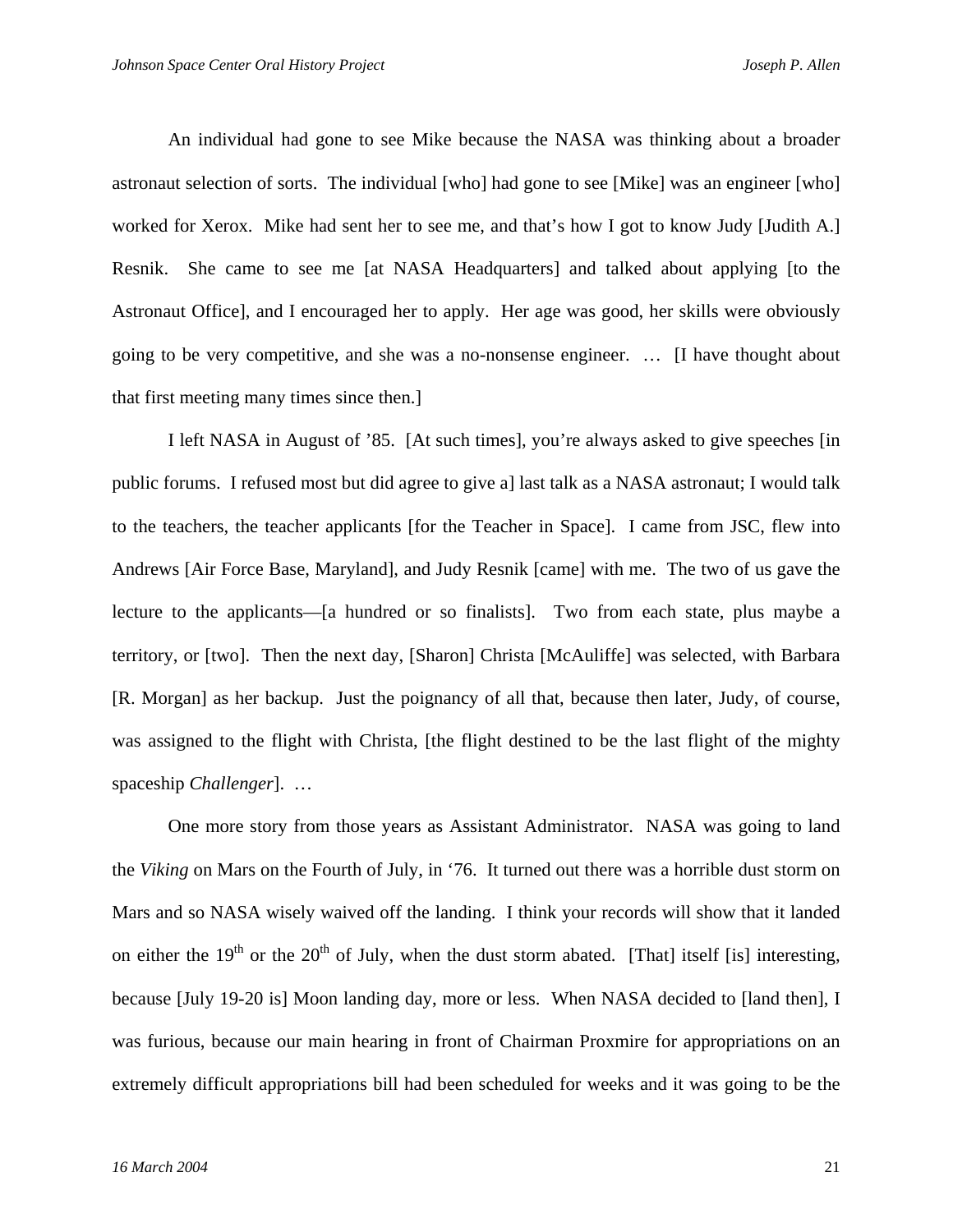An individual had gone to see Mike because the NASA was thinking about a broader astronaut selection of sorts. The individual [who] had gone to see [Mike] was an engineer [who] worked for Xerox. Mike had sent her to see me, and that's how I got to know Judy [Judith A.] Resnik. She came to see me [at NASA Headquarters] and talked about applying [to the Astronaut Office], and I encouraged her to apply. Her age was good, her skills were obviously going to be very competitive, and she was a no-nonsense engineer. … [I have thought about that first meeting many times since then.]

I left NASA in August of '85. [At such times], you're always asked to give speeches [in public forums. I refused most but did agree to give a] last talk as a NASA astronaut; I would talk to the teachers, the teacher applicants [for the Teacher in Space]. I came from JSC, flew into Andrews [Air Force Base, Maryland], and Judy Resnik [came] with me. The two of us gave the lecture to the applicants—[a hundred or so finalists]. Two from each state, plus maybe a territory, or [two]. Then the next day, [Sharon] Christa [McAuliffe] was selected, with Barbara [R. Morgan] as her backup. Just the poignancy of all that, because then later, Judy, of course, was assigned to the flight with Christa, [the flight destined to be the last flight of the mighty spaceship *Challenger*]. …

One more story from those years as Assistant Administrator. NASA was going to land the *Viking* on Mars on the Fourth of July, in '76. It turned out there was a horrible dust storm on Mars and so NASA wisely waived off the landing. I think your records will show that it landed on either the 19th or the 20th of July, when the dust storm abated. [That] itself [is] interesting, because [July 19-20 is] Moon landing day, more or less. When NASA decided to [land then], I was furious, because our main hearing in front of Chairman Proxmire for appropriations on an extremely difficult appropriations bill had been scheduled for weeks and it was going to be the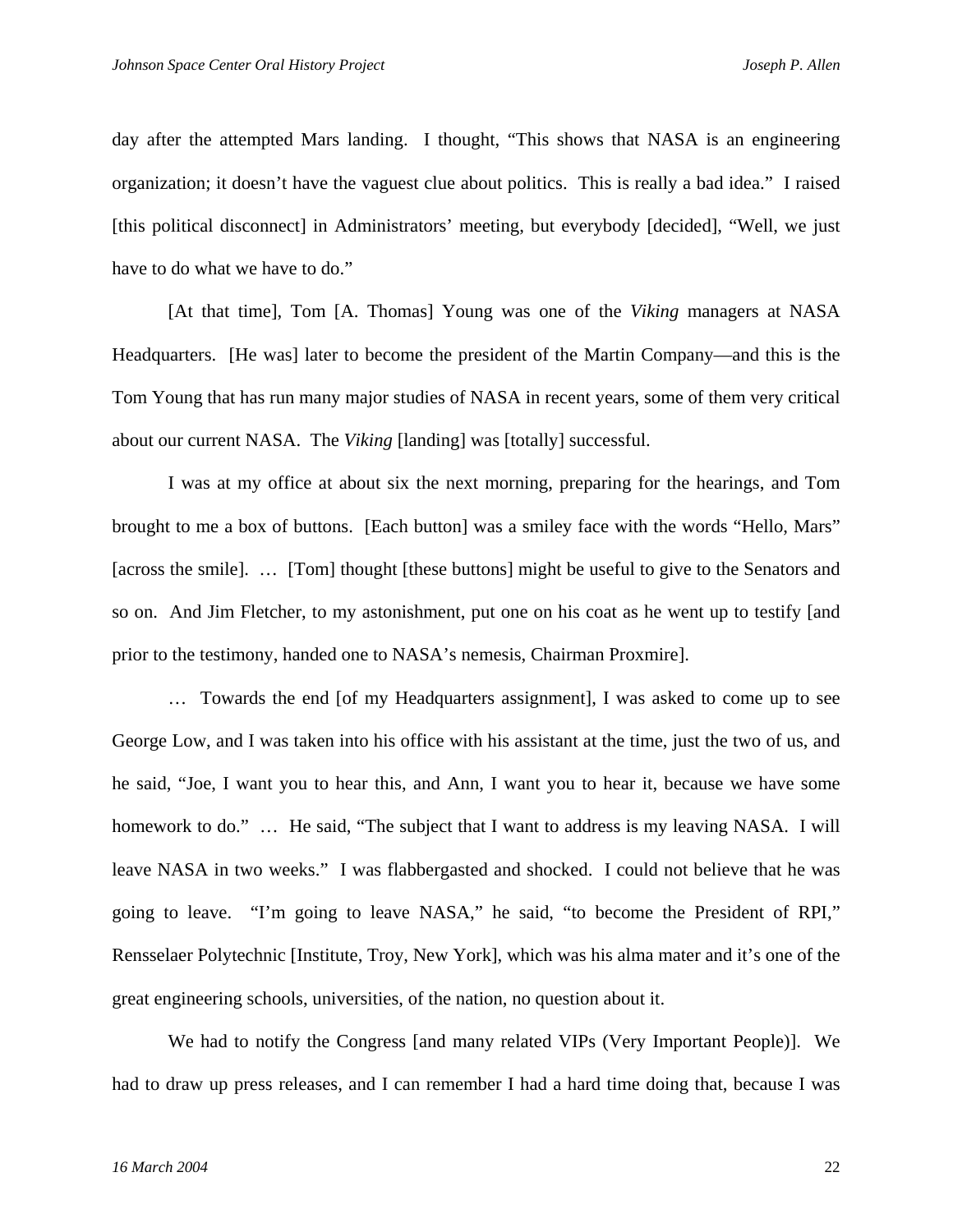day after the attempted Mars landing. I thought, "This shows that NASA is an engineering organization; it doesn't have the vaguest clue about politics. This is really a bad idea." I raised [this political disconnect] in Administrators' meeting, but everybody [decided], "Well, we just have to do what we have to do."

[At that time], Tom [A. Thomas] Young was one of the *Viking* managers at NASA Headquarters. [He was] later to become the president of the Martin Company—and this is the Tom Young that has run many major studies of NASA in recent years, some of them very critical about our current NASA. The *Viking* [landing] was [totally] successful.

I was at my office at about six the next morning, preparing for the hearings, and Tom brought to me a box of buttons. [Each button] was a smiley face with the words "Hello, Mars" [across the smile]. … [Tom] thought [these buttons] might be useful to give to the Senators and so on. And Jim Fletcher, to my astonishment, put one on his coat as he went up to testify [and prior to the testimony, handed one to NASA's nemesis, Chairman Proxmire].

… Towards the end [of my Headquarters assignment], I was asked to come up to see George Low, and I was taken into his office with his assistant at the time, just the two of us, and he said, "Joe, I want you to hear this, and Ann, I want you to hear it, because we have some homework to do." … He said, "The subject that I want to address is my leaving NASA. I will leave NASA in two weeks." I was flabbergasted and shocked. I could not believe that he was going to leave. "I'm going to leave NASA," he said, "to become the President of RPI," Rensselaer Polytechnic [Institute, Troy, New York], which was his alma mater and it's one of the great engineering schools, universities, of the nation, no question about it.

We had to notify the Congress [and many related VIPs (Very Important People)]. We had to draw up press releases, and I can remember I had a hard time doing that, because I was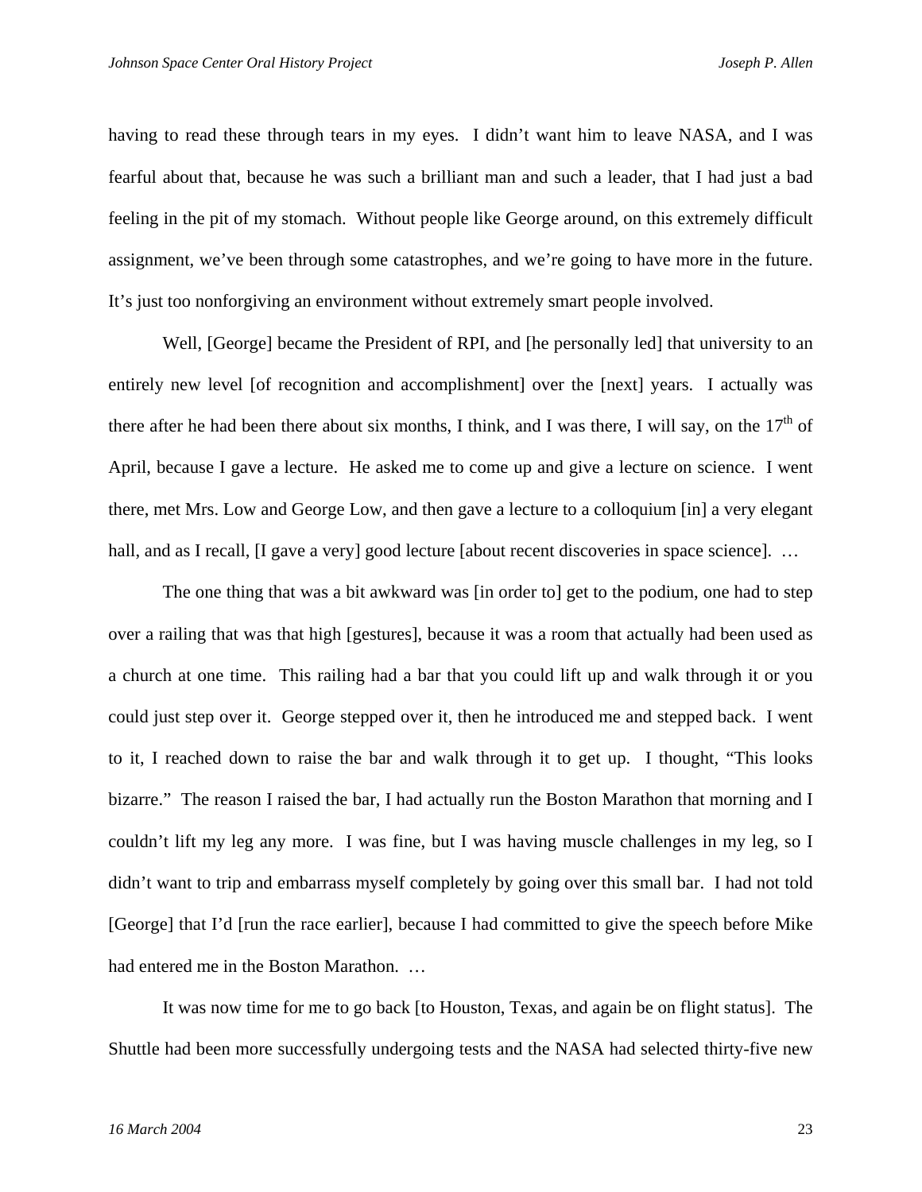having to read these through tears in my eyes. I didn't want him to leave NASA, and I was fearful about that, because he was such a brilliant man and such a leader, that I had just a bad feeling in the pit of my stomach. Without people like George around, on this extremely difficult assignment, we've been through some catastrophes, and we're going to have more in the future. It's just too nonforgiving an environment without extremely smart people involved.

Well, [George] became the President of RPI, and [he personally led] that university to an entirely new level [of recognition and accomplishment] over the [next] years. I actually was there after he had been there about six months, I think, and I was there, I will say, on the 17th of April, because I gave a lecture. He asked me to come up and give a lecture on science. I went there, met Mrs. Low and George Low, and then gave a lecture to a colloquium [in] a very elegant hall, and as I recall, [I gave a very] good lecture [about recent discoveries in space science]. …

The one thing that was a bit awkward was [in order to] get to the podium, one had to step over a railing that was that high [gestures], because it was a room that actually had been used as a church at one time. This railing had a bar that you could lift up and walk through it or you could just step over it. George stepped over it, then he introduced me and stepped back. I went to it, I reached down to raise the bar and walk through it to get up. I thought, "This looks bizarre." The reason I raised the bar, I had actually run the Boston Marathon that morning and I couldn't lift my leg any more. I was fine, but I was having muscle challenges in my leg, so I didn't want to trip and embarrass myself completely by going over this small bar. I had not told [George] that I'd [run the race earlier], because I had committed to give the speech before Mike had entered me in the Boston Marathon. …

It was now time for me to go back [to Houston, Texas, and again be on flight status]. The Shuttle had been more successfully undergoing tests and the NASA had selected thirty-five new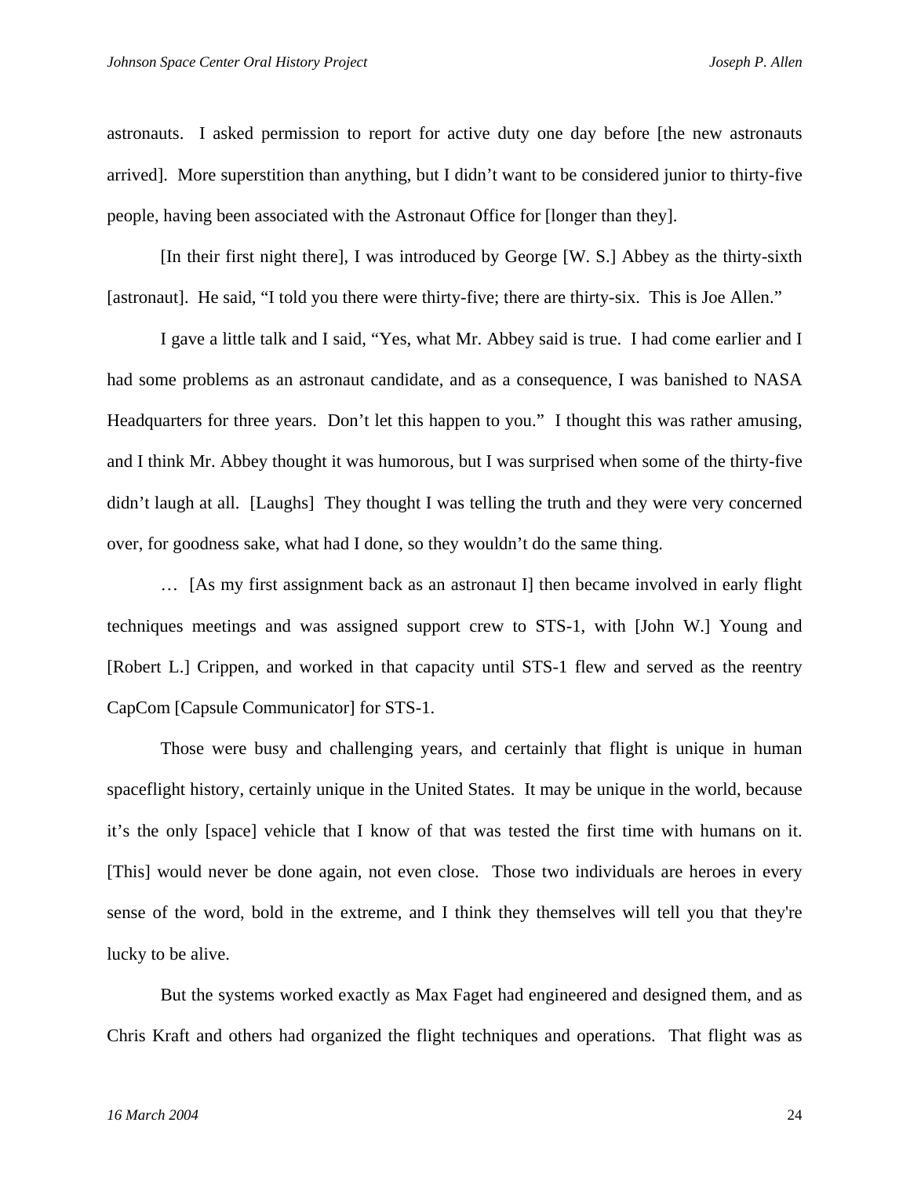astronauts. I asked permission to report for active duty one day before [the new astronauts arrived]. More superstition than anything, but I didn't want to be considered junior to thirty-five people, having been associated with the Astronaut Office for [longer than they].

[In their first night there], I was introduced by George [W. S.] Abbey as the thirty-sixth [astronaut]. He said, "I told you there were thirty-five; there are thirty-six. This is Joe Allen."

I gave a little talk and I said, "Yes, what Mr. Abbey said is true. I had come earlier and I had some problems as an astronaut candidate, and as a consequence, I was banished to NASA Headquarters for three years. Don't let this happen to you." I thought this was rather amusing, and I think Mr. Abbey thought it was humorous, but I was surprised when some of the thirty-five didn't laugh at all. [Laughs] They thought I was telling the truth and they were very concerned over, for goodness sake, what had I done, so they wouldn't do the same thing.

… [As my first assignment back as an astronaut I] then became involved in early flight techniques meetings and was assigned support crew to STS-1, with [John W.] Young and [Robert L.] Crippen, and worked in that capacity until STS-1 flew and served as the reentry CapCom [Capsule Communicator] for STS-1.

Those were busy and challenging years, and certainly that flight is unique in human spaceflight history, certainly unique in the United States. It may be unique in the world, because it's the only [space] vehicle that I know of that was tested the first time with humans on it. [This] would never be done again, not even close. Those two individuals are heroes in every sense of the word, bold in the extreme, and I think they themselves will tell you that they're lucky to be alive.

But the systems worked exactly as Max Faget had engineered and designed them, and as Chris Kraft and others had organized the flight techniques and operations. That flight was as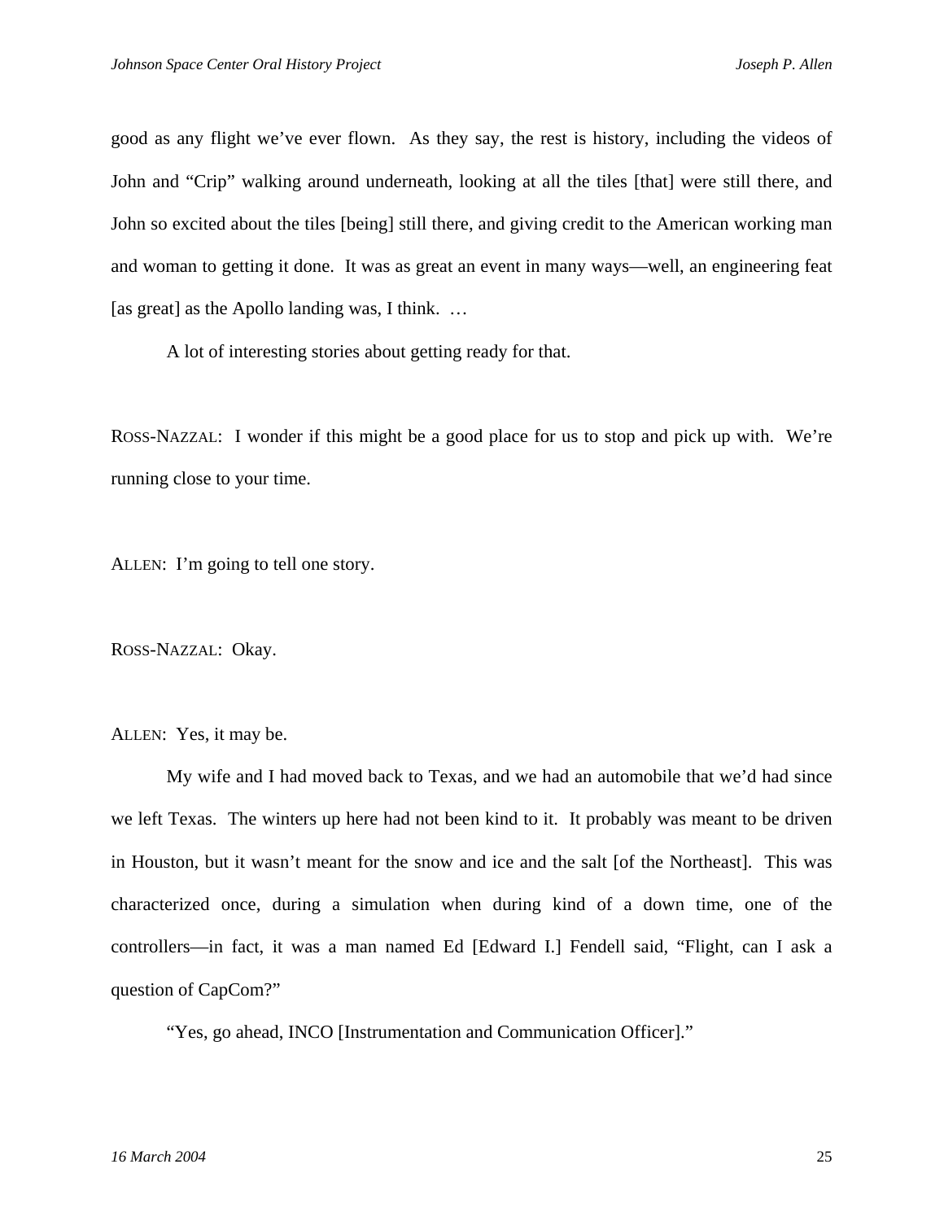good as any flight we've ever flown. As they say, the rest is history, including the videos of John and "Crip" walking around underneath, looking at all the tiles [that] were still there, and John so excited about the tiles [being] still there, and giving credit to the American working man and woman to getting it done. It was as great an event in many ways—well, an engineering feat [as great] as the Apollo landing was, I think. …

A lot of interesting stories about getting ready for that.

ROSS-NAZZAL: I wonder if this might be a good place for us to stop and pick up with. We're running close to your time.

ALLEN: I'm going to tell one story.

ROSS-NAZZAL: Okay.

ALLEN: Yes, it may be.

My wife and I had moved back to Texas, and we had an automobile that we'd had since we left Texas. The winters up here had not been kind to it. It probably was meant to be driven in Houston, but it wasn't meant for the snow and ice and the salt [of the Northeast]. This was characterized once, during a simulation when during kind of a down time, one of the controllers—in fact, it was a man named Ed [Edward I.] Fendell said, "Flight, can I ask a question of CapCom?"

"Yes, go ahead, INCO [Instrumentation and Communication Officer]."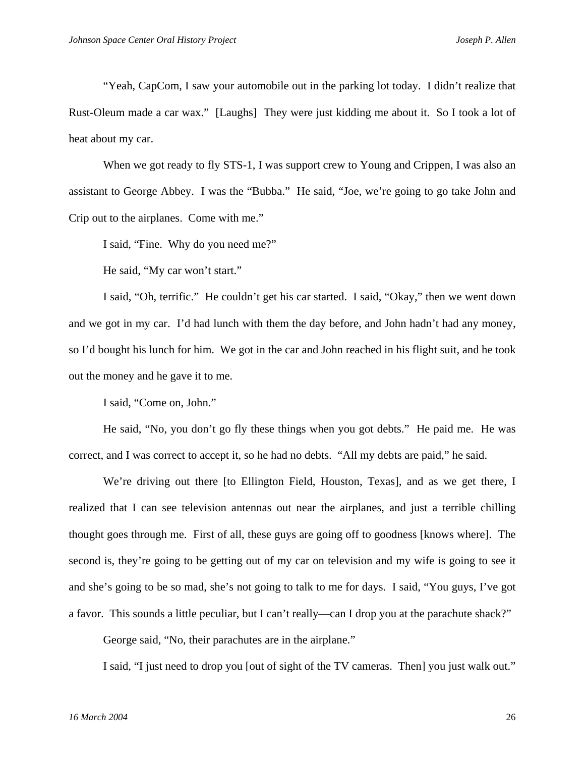"Yeah, CapCom, I saw your automobile out in the parking lot today. I didn't realize that Rust-Oleum made a car wax." [Laughs] They were just kidding me about it. So I took a lot of heat about my car.

When we got ready to fly STS-1, I was support crew to Young and Crippen, I was also an assistant to George Abbey. I was the "Bubba." He said, "Joe, we're going to go take John and Crip out to the airplanes. Come with me."

I said, "Fine. Why do you need me?"

He said, "My car won't start."

I said, "Oh, terrific." He couldn't get his car started. I said, "Okay," then we went down and we got in my car. I'd had lunch with them the day before, and John hadn't had any money, so I'd bought his lunch for him. We got in the car and John reached in his flight suit, and he took out the money and he gave it to me.

I said, "Come on, John."

He said, "No, you don't go fly these things when you got debts." He paid me. He was correct, and I was correct to accept it, so he had no debts. "All my debts are paid," he said.

We're driving out there [to Ellington Field, Houston, Texas], and as we get there, I realized that I can see television antennas out near the airplanes, and just a terrible chilling thought goes through me. First of all, these guys are going off to goodness [knows where]. The second is, they're going to be getting out of my car on television and my wife is going to see it and she's going to be so mad, she's not going to talk to me for days. I said, "You guys, I've got a favor. This sounds a little peculiar, but I can't really—can I drop you at the parachute shack?"

George said, "No, their parachutes are in the airplane."

I said, "I just need to drop you [out of sight of the TV cameras. Then] you just walk out."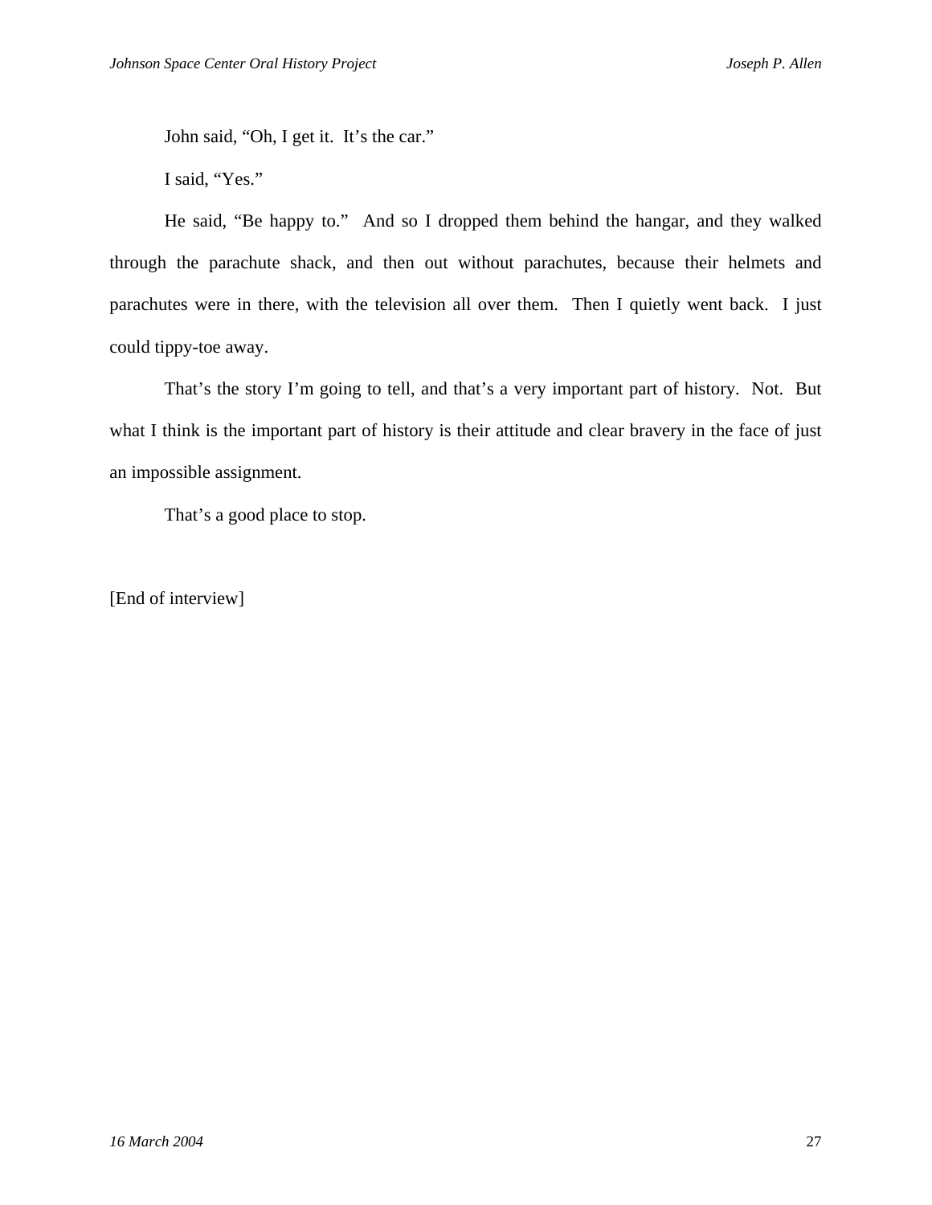John said, “Oh, I get it. It’s the car.”

I said, “Yes.”

He said, “Be happy to.” And so I dropped them behind the hangar, and they walked through the parachute shack, and then out without parachutes, because their helmets and parachutes were in there, with the television all over them. Then I quietly went back. I just could tippy-toe away.

That’s the story I’m going to tell, and that’s a very important part of history. Not. But what I think is the important part of history is their attitude and clear bravery in the face of just an impossible assignment.

That’s a good place to stop.

[End of interview]